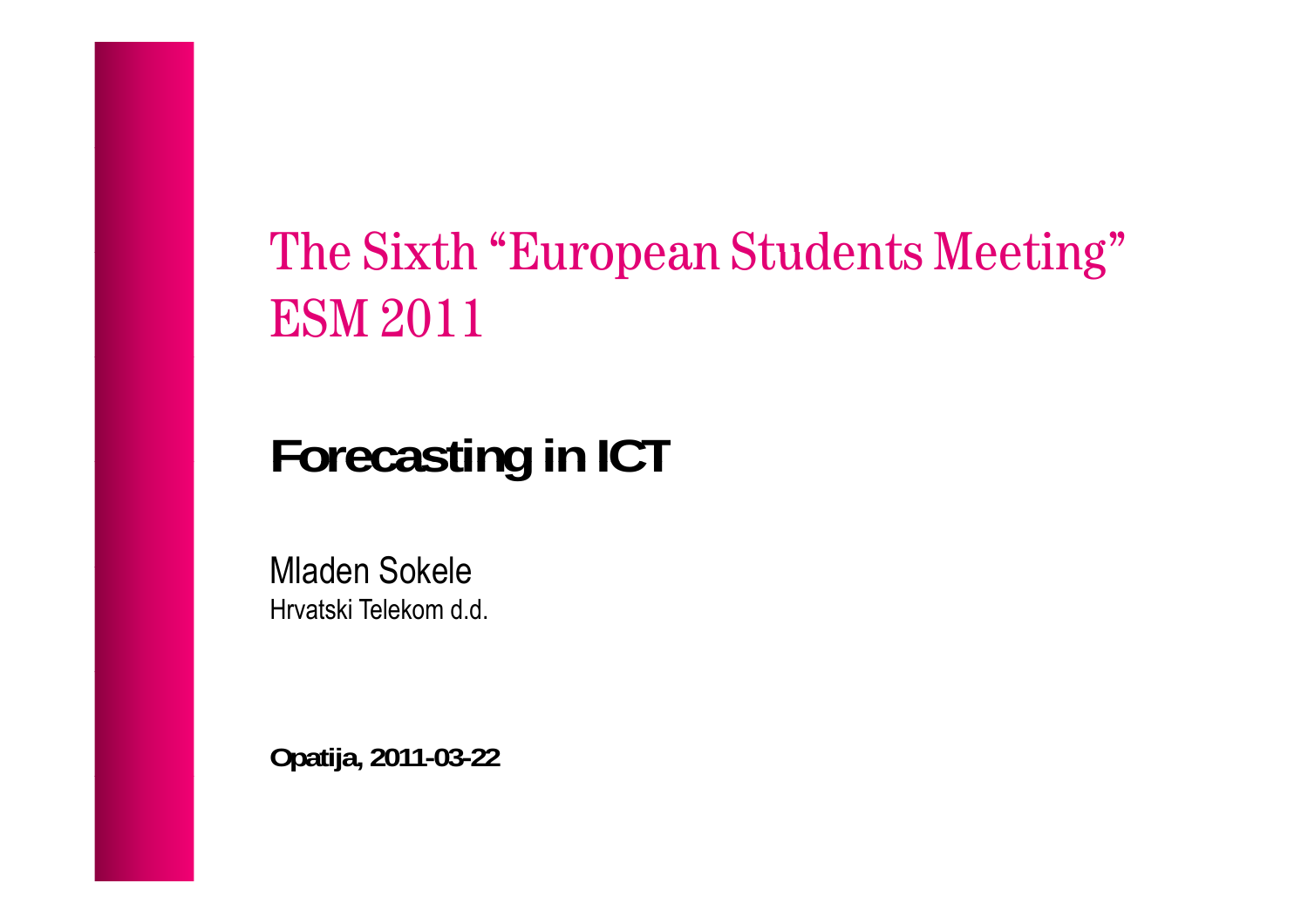# The Sixth "European Students Meeting" ESM 2011

## Forecasting in ICT

Mladen Sokele

Hrvatski Telekom d.d.

**Opatija, 2011-03-22**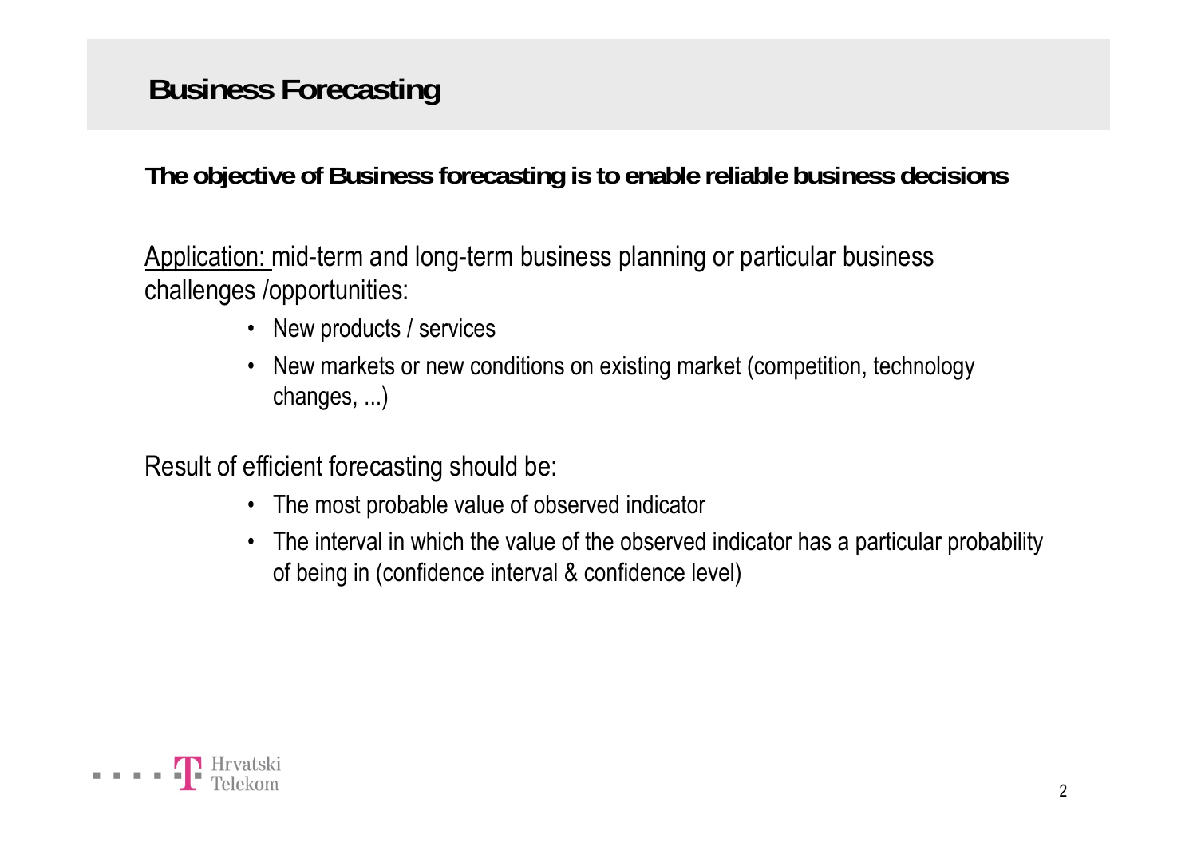# Business Forecasting

**The objective of Business forecasting is to enable reliable business decisions**

Application: mid-term and long-term business planning or particular business challenges /opportunities:

- New products / services
- New markets or new conditions on existing market (competition, technology changes, ...)

Result of efficient forecasting should be:

- The most probable value of observed indicator
- The interval in which the value of the observed indicator has a particular probability of being in (confidence interval & confidence level)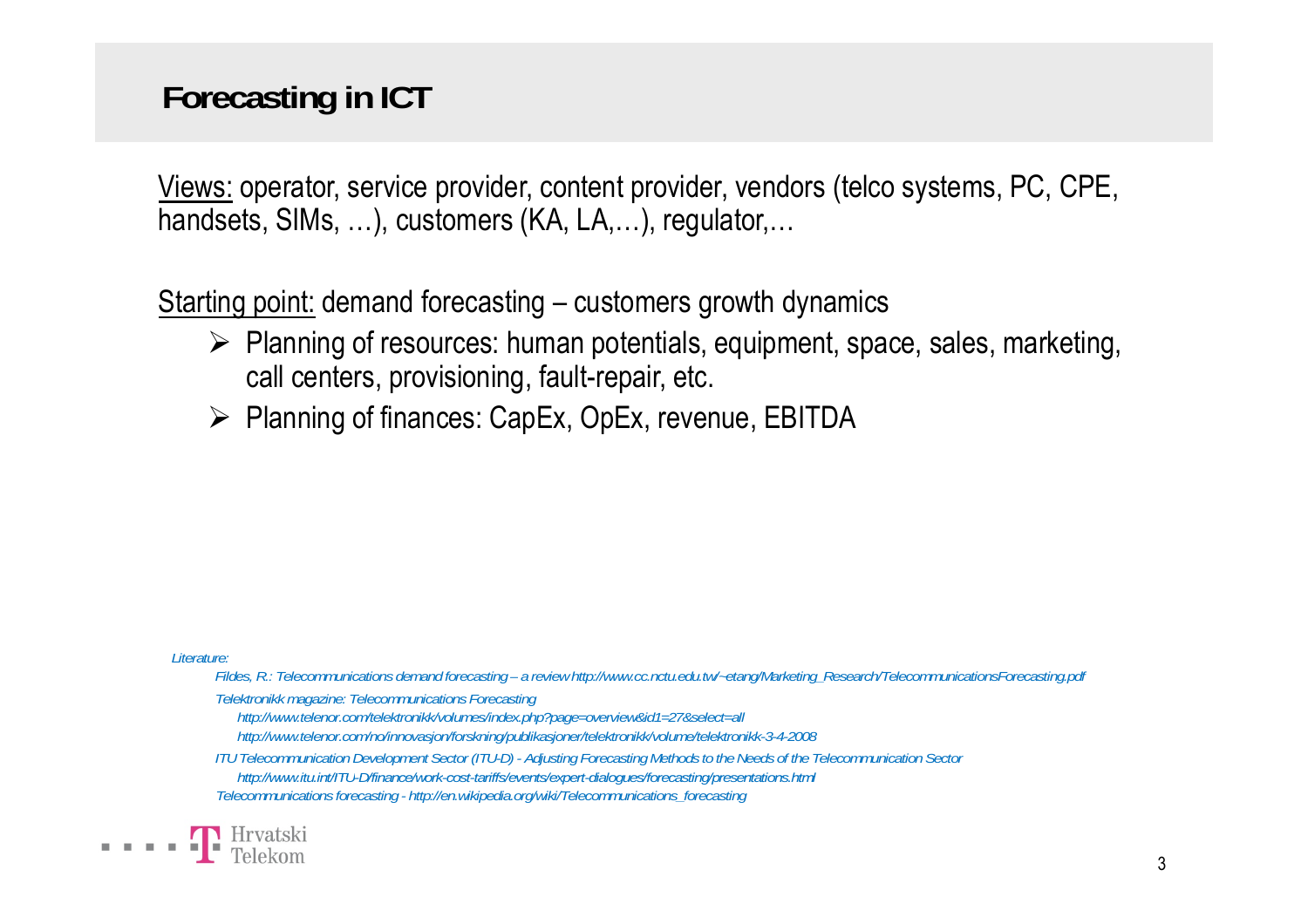# Forecasting in ICT

<u>Views:</u> operator, service provider, content provider, vendors (telco systems, PC, CPE, handsets, SIMs, …), customers (KA, LA,…), regulator,…

<u>Starting point:</u> demand forecasting – customers growth dynamics

- Planning of resources: human potentials, equipment, space, sales, marketing, call centers, provisioning, fault-repair, etc.
- Planning of finances: CapEx, OpEx, revenue, EBITDA

*Literature:*

*Fildes, R.: Telecommunications demand forecasting – a review http://www.cc.nctu.edu.tw/~etang/Marketing_Research/TelecommunicationsForecasting.pdf*

*Telektronikk magazine: Telecommunications Forecasting*

*http://www.telenor.com/telektronikk/volumes/index.php?page=overview&id1=27&select=all*

*http://www.telenor.com/no/innovasjon/forskning/publikasjoner/telektronikk/volume/telektronikk-3-4-2008*

*ITU Telecommunication Development Sector (ITU-D) - Adjusting Forecasting Methods to the Needs of the Telecommunication Sector*

*http://www.itu.int/ITU-D/finance/work-cost-tariffs/events/expert-dialogues/forecasting/presentations.html*

*Telecommunications forecasting - http://en.wikipedia.org/wiki/Telecommunications_forecasting*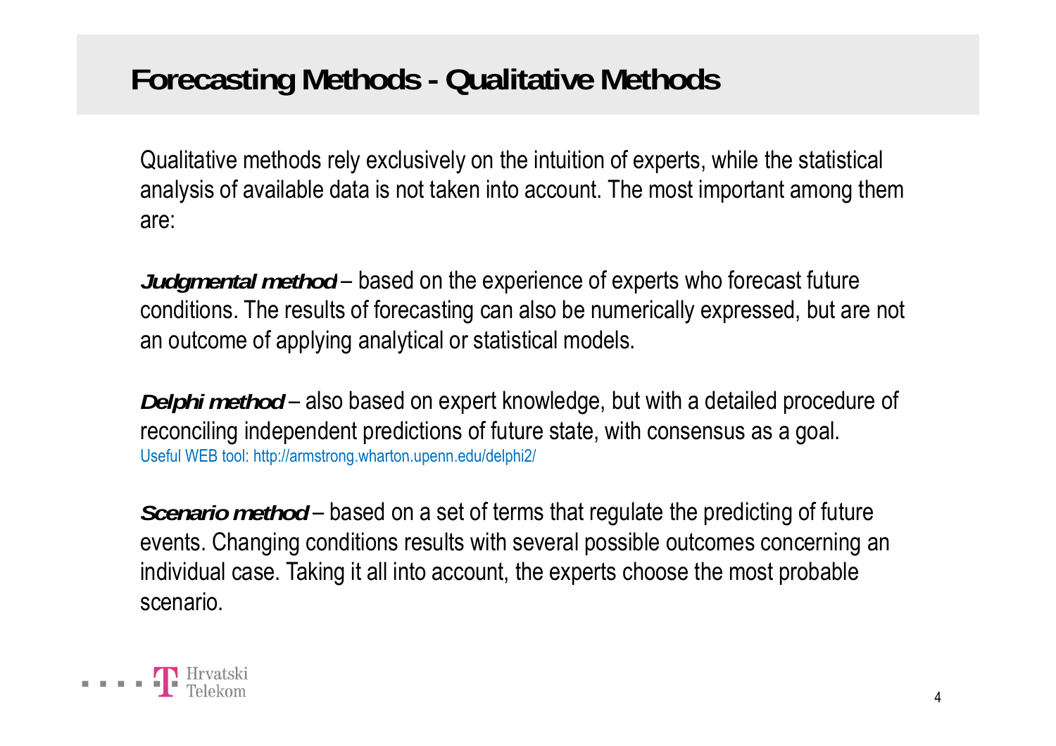# Forecasting Methods - Qualitative Methods

Qualitative methods rely exclusively on the intuition of experts, while the statistical analysis of available data is not taken into account. The most important among them are:

***Judgmental method*** – based on the experience of experts who forecast future conditions. The results of forecasting can also be numerically expressed, but are not an outcome of applying analytical or statistical models.

***Delphi method*** – also based on expert knowledge, but with a detailed procedure of reconciling independent predictions of future state, with consensus as a goal.
Useful WEB tool: http://armstrong.wharton.upenn.edu/delphi2/

***Scenario method*** – based on a set of terms that regulate the predicting of future events. Changing conditions results with several possible outcomes concerning an individual case. Taking it all into account, the experts choose the most probable scenario.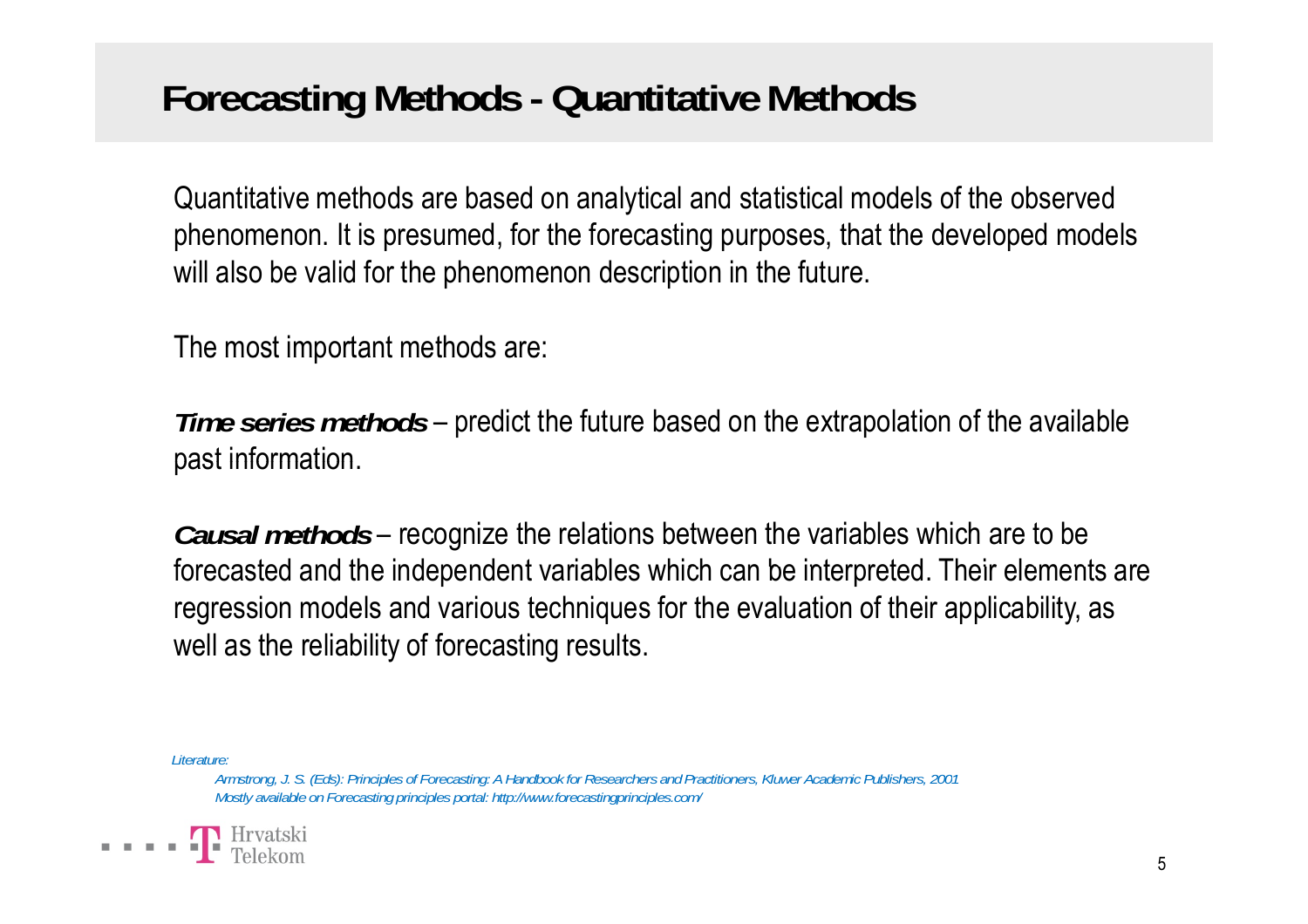# Forecasting Methods - Quantitative Methods

Quantitative methods are based on analytical and statistical models of the observed phenomenon. It is presumed, for the forecasting purposes, that the developed models will also be valid for the phenomenon description in the future.

The most important methods are:

***Time series methods*** – predict the future based on the extrapolation of the available past information.

***Causal methods*** – recognize the relations between the variables which are to be forecasted and the independent variables which can be interpreted. Their elements are regression models and various techniques for the evaluation of their applicability, as well as the reliability of forecasting results.

*Literature:*

*Armstrong, J. S. (Eds): Principles of Forecasting: A Handbook for Researchers and Practitioners, Kluwer Academic Publishers, 2001*
*Mostly available on Forecasting principles portal: http://www.forecastingprinciples.com/*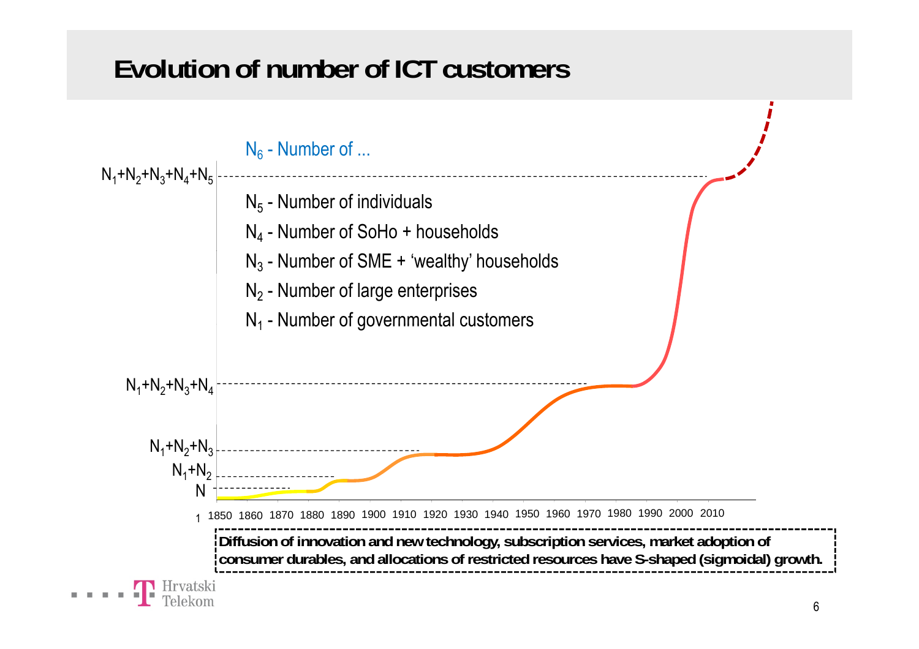# Evolution of number of ICT customers

$N_6$ - Number of ...

$N_1+N_2+N_3+N_4+N_5$

$N_5$ - Number of individuals

$N_4$ - Number of SoHo + households

$N_3$ - Number of SME + 'wealthy' households

$N_2$ - Number of large enterprises

$N_1$ - Number of governmental customers

$N_1+N_2+N_3+N_4$

$N_1+N_2+N_3$

$N_1+N_2$

N

1 1850 1860 1870 1880 1890 1900 1910 1920 1930 1940 1950 1960 1970 1980 1990 2000 2010

**Diffusion of innovation and new technology, subscription services, market adoption of consumer durables, and allocations of restricted resources have S-shaped (sigmoidal) growth.**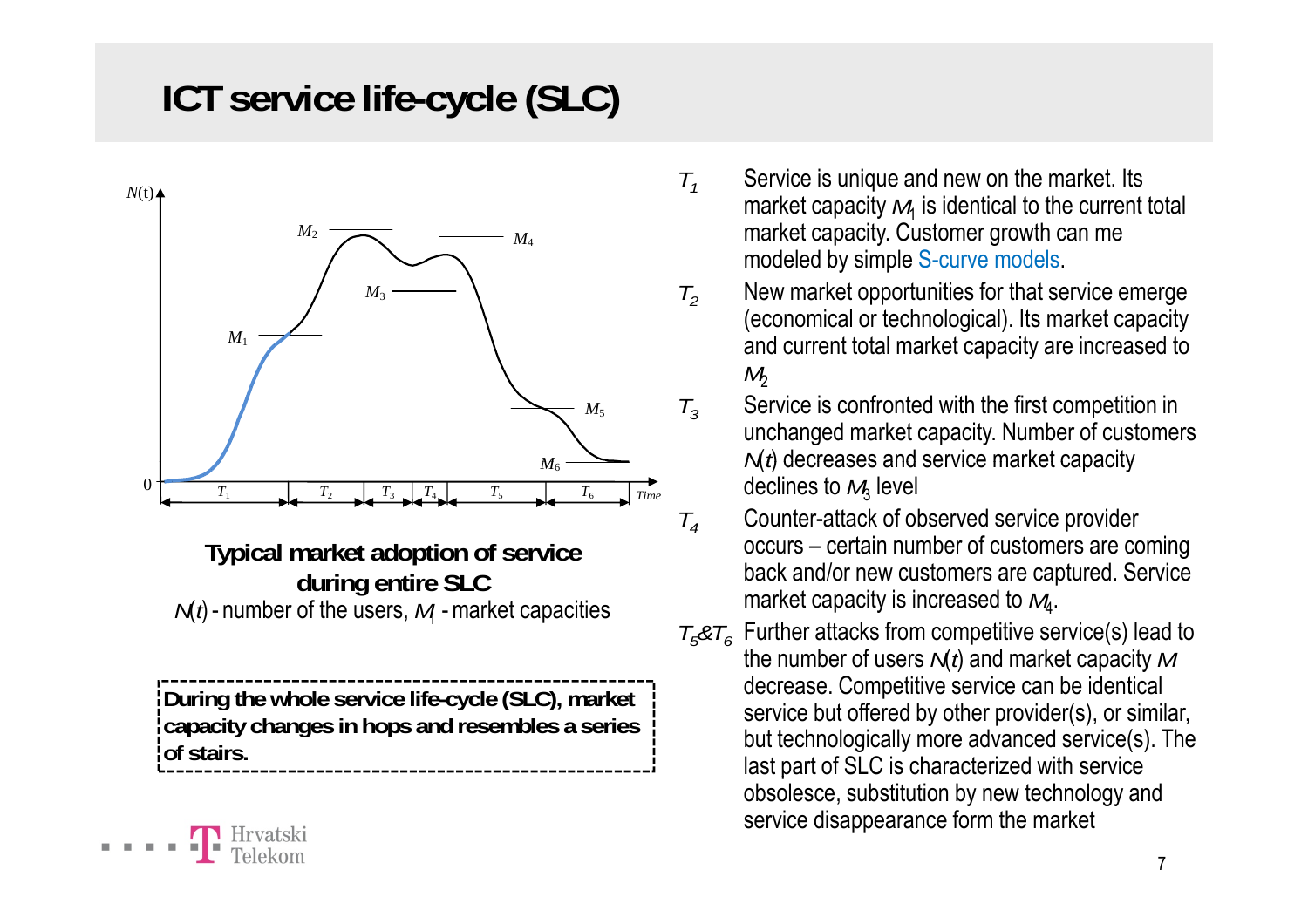# ICT service life-cycle (SLC)

**Typical market adoption of service during entire SLC**

$N(t)$ - number of the users, $M_i$ - market capacities

**During the whole service life-cycle (SLC), market capacity changes in hops and resembles a series of stairs.**

- $T_1$ — Service is unique and new on the market. Its market capacity $M_1$ is identical to the current total market capacity. Customer growth can me modeled by simple S-curve models.
- $T_2$ — New market opportunities for that service emerge (economical or technological). Its market capacity and current total market capacity are increased to $M_2$
- $T_3$ — Service is confronted with the first competition in unchanged market capacity. Number of customers $N(t)$ decreases and service market capacity declines to $M_3$ level
- $T_4$ — Counter-attack of observed service provider occurs – certain number of customers are coming back and/or new customers are captured. Service market capacity is increased to $M_4$.
- $T_5$&$T_6$ — Further attacks from competitive service(s) lead to the number of users $N(t)$ and market capacity $M$ decrease. Competitive service can be identical service but offered by other provider(s), or similar, but technologically more advanced service(s). The last part of SLC is characterized with service obsolesce, substitution by new technology and service disappearance form the market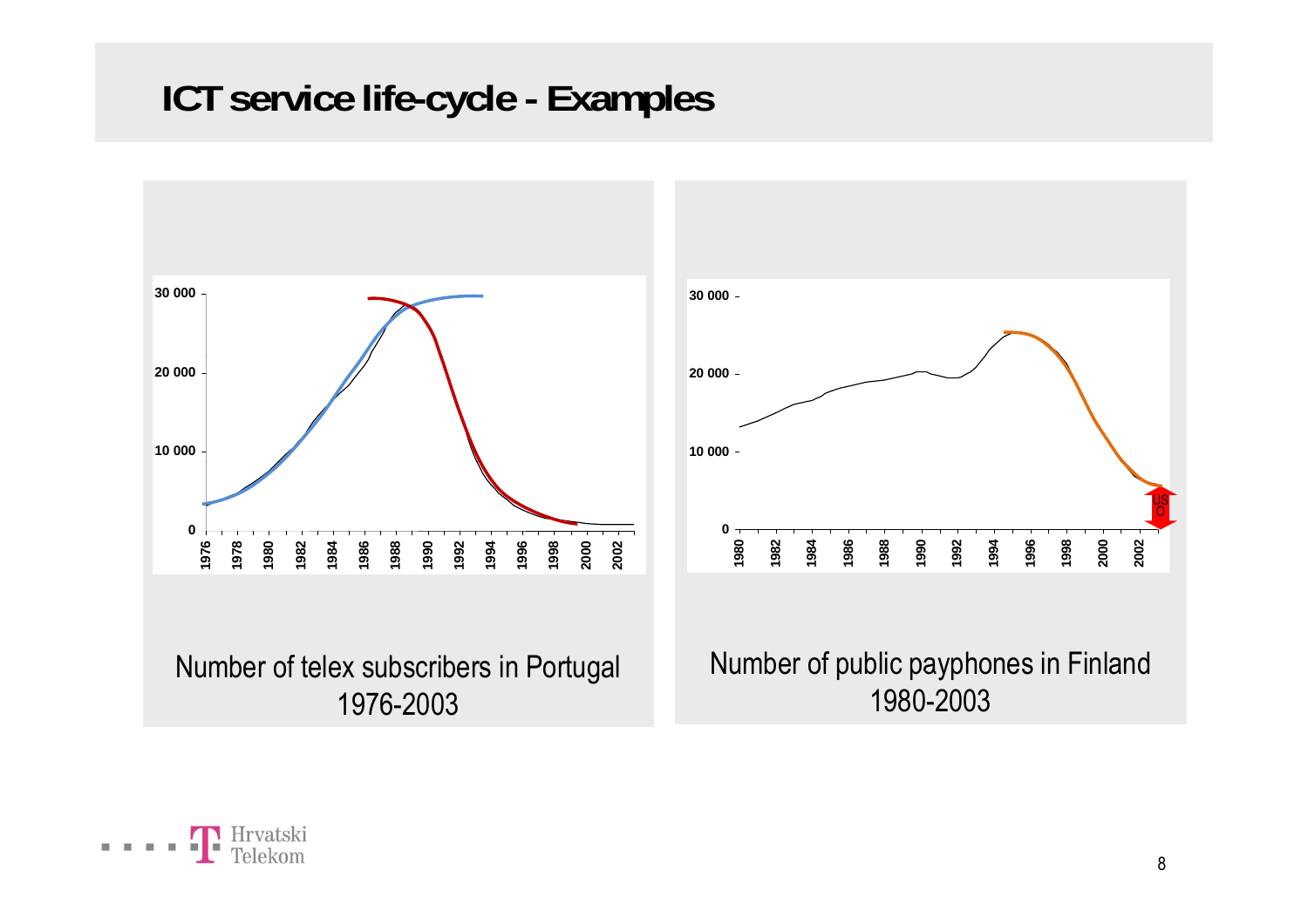# ICT service life-cycle - Examples

Number of telex subscribers in Portugal 1976-2003

Number of public payphones in Finland 1980-2003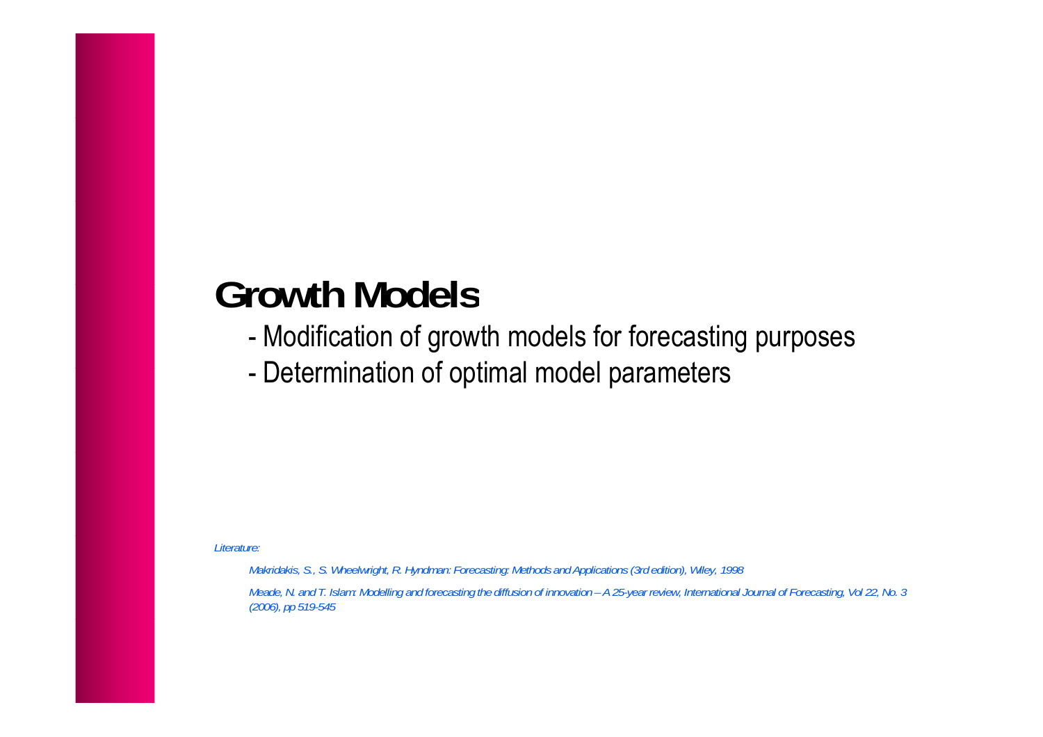# Growth Models

- Modification of growth models for forecasting purposes
- Determination of optimal model parameters

*Literature:*

*Makridakis, S., S. Wheelwright, R. Hyndman: Forecasting: Methods and Applications (3rd edition), Wiley, 1998*

*Meade, N. and T. Islam: Modelling and forecasting the diffusion of innovation – A 25-year review, International Journal of Forecasting, Vol 22, No. 3 (2006), pp 519-545*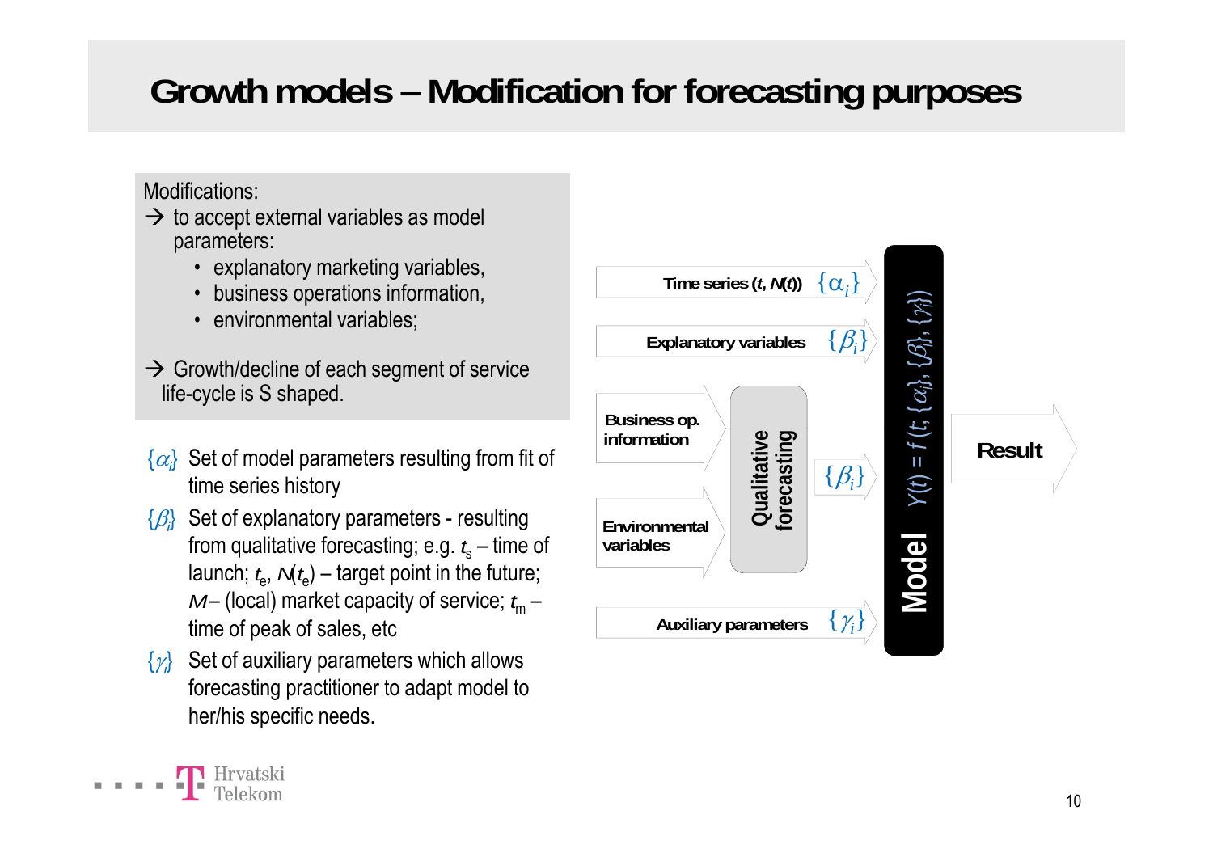# Growth models – Modification for forecasting purposes

Modifications:

→ to accept external variables as model parameters:
- explanatory marketing variables,
- business operations information,
- environmental variables;

→ Growth/decline of each segment of service life-cycle is S shaped.

$\{\alpha_i\}$ Set of model parameters resulting from fit of time series history

$\{\beta_i\}$ Set of explanatory parameters - resulting from qualitative forecasting; e.g. $t_s$ – time of launch; $t_e$, $N(t_e)$ – target point in the future; $M$ – (local) market capacity of service; $t_m$ – time of peak of sales, etc

$\{\gamma_i\}$ Set of auxiliary parameters which allows forecasting practitioner to adapt model to her/his specific needs.

Time series $(t, N(t))$ $\{\alpha_i\}$

Explanatory variables $\{\beta_i\}$

Business op. information

Environmental variables

Qualitative forecasting $\{\beta_i\}$

Auxiliary parameters $\{\gamma_i\}$

Model $Y(t) = f(t; \{\alpha_i\}, \{\beta_i\}, \{\gamma_i\})$

Result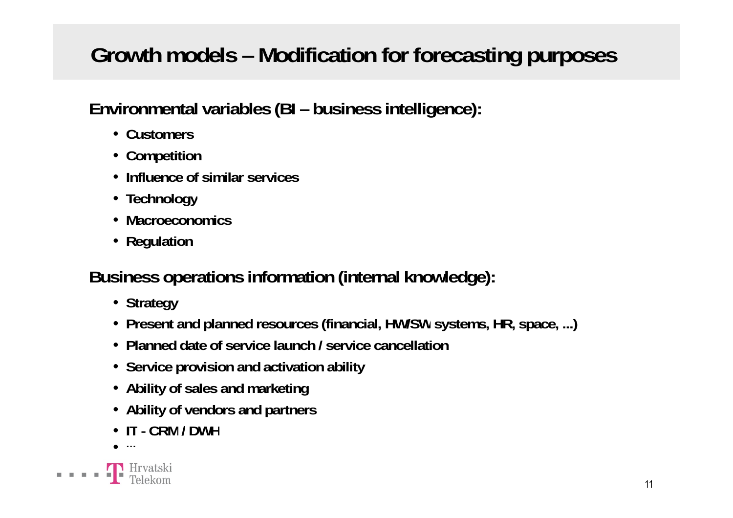# Growth models – Modification for forecasting purposes

## Environmental variables (BI – business intelligence):

- Customers
- Competition
- Influence of similar services
- Technology
- Macroeconomics
- Regulation

## Business operations information (internal knowledge):

- Strategy
- Present and planned resources (financial, HW/SW systems, HR, space, ...)
- Planned date of service launch / service cancellation
- Service provision and activation ability
- Ability of sales and marketing
- Ability of vendors and partners
- IT - CRM / DWH
- ...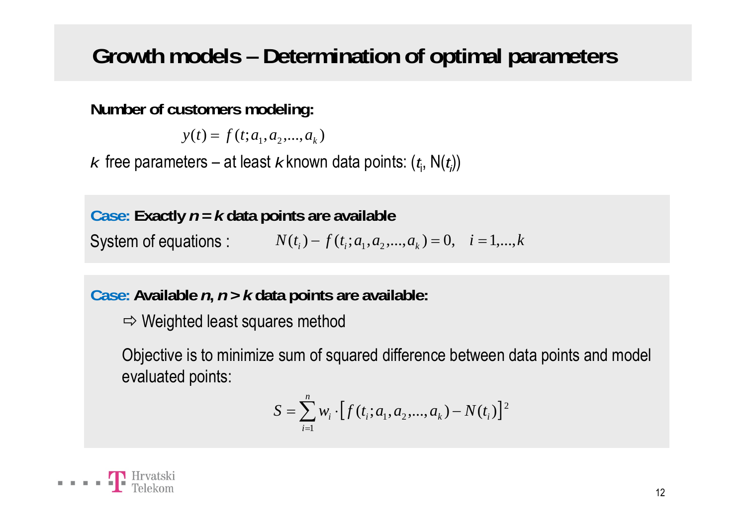# Growth models – Determination of optimal parameters

**Number of customers modeling:**

$$y(t) = f(t; a_1, a_2, ..., a_k)$$

$k$ free parameters – at least $k$ known data points: $(t_i, N(t_i))$

**Case: Exactly $n = k$ data points are available**

System of equations : $N(t_i) - f(t_i; a_1, a_2, ..., a_k) = 0, \quad i = 1, ..., k$

**Case: Available $n$, $n > k$ data points are available:**

⇨ Weighted least squares method

Objective is to minimize sum of squared difference between data points and model evaluated points:

$$S = \sum_{i=1}^{n} w_i \cdot \left[ f(t_i; a_1, a_2, ..., a_k) - N(t_i) \right]^2$$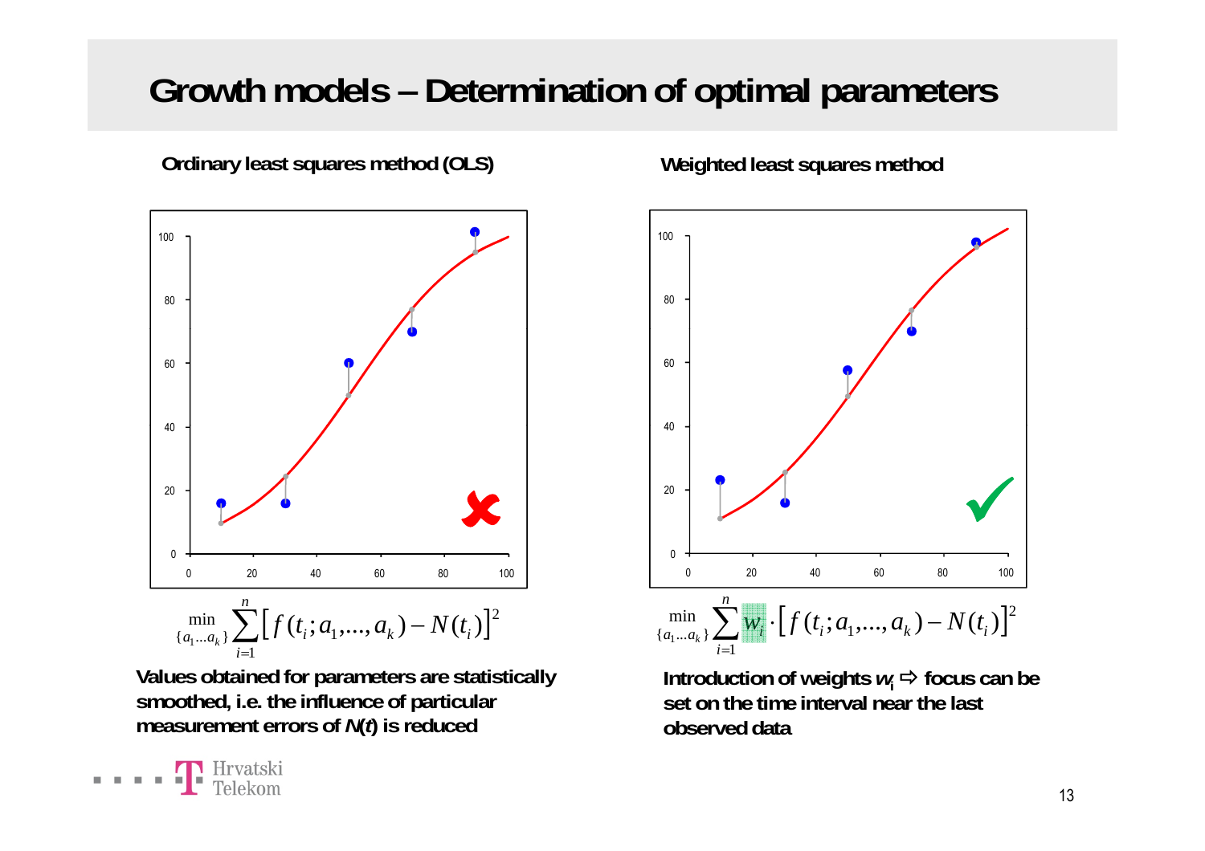# Growth models – Determination of optimal parameters

**Ordinary least squares method (OLS)**

$$\min_{\{a_1 \ldots a_k\}} \sum_{i=1}^{n} \left[ f(t_i; a_1, \ldots, a_k) - N(t_i) \right]^2$$

**Values obtained for parameters are statistically smoothed, i.e. the influence of particular measurement errors of $N(t)$ is reduced**

**Weighted least squares method**

$$\min_{\{a_1 \ldots a_k\}} \sum_{i=1}^{n} w_i \cdot \left[ f(t_i; a_1, \ldots, a_k) - N(t_i) \right]^2$$

**Introduction of weights $w_i$ ⇨ focus can be set on the time interval near the last observed data**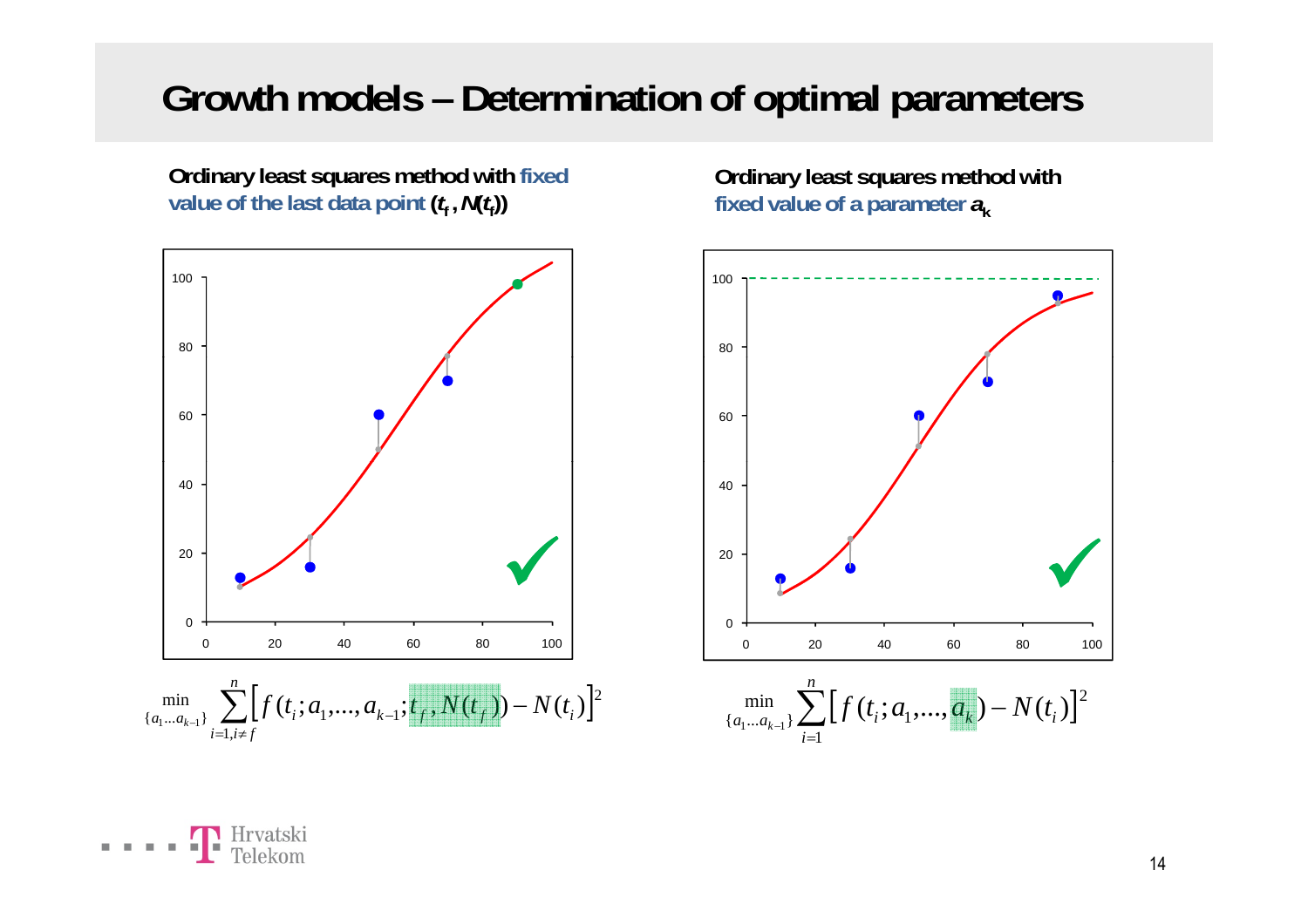# Growth models – Determination of optimal parameters

**Ordinary least squares method with fixed value of the last data point $(t_f, N(t_f))$**

$$\min_{\{a_1 \ldots a_{k-1}\}} \sum_{i=1, i \neq f}^{n} \left[ f(t_i; a_1, \ldots, a_{k-1}; t_f, N(t_f)) - N(t_i) \right]^2$$

**Ordinary least squares method with fixed value of a parameter $a_k$**

$$\min_{\{a_1 \ldots a_{k-1}\}} \sum_{i=1}^{n} \left[ f(t_i; a_1, \ldots, a_k) - N(t_i) \right]^2$$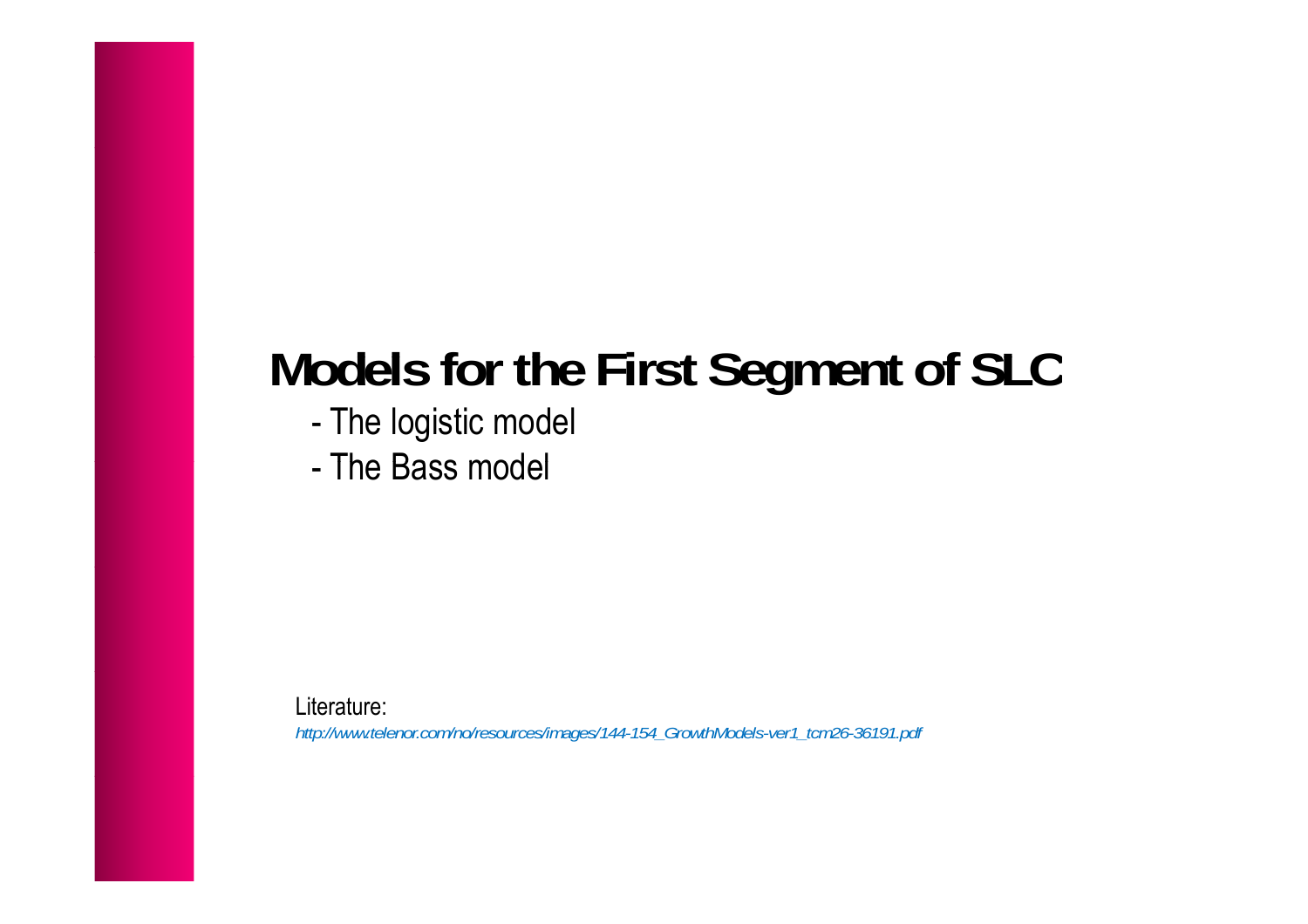# Models for the First Segment of SLC

- The logistic model
- The Bass model

Literature:

*http://www.telenor.com/no/resources/images/144-154_GrowthModels-ver1_tcm26-36191.pdf*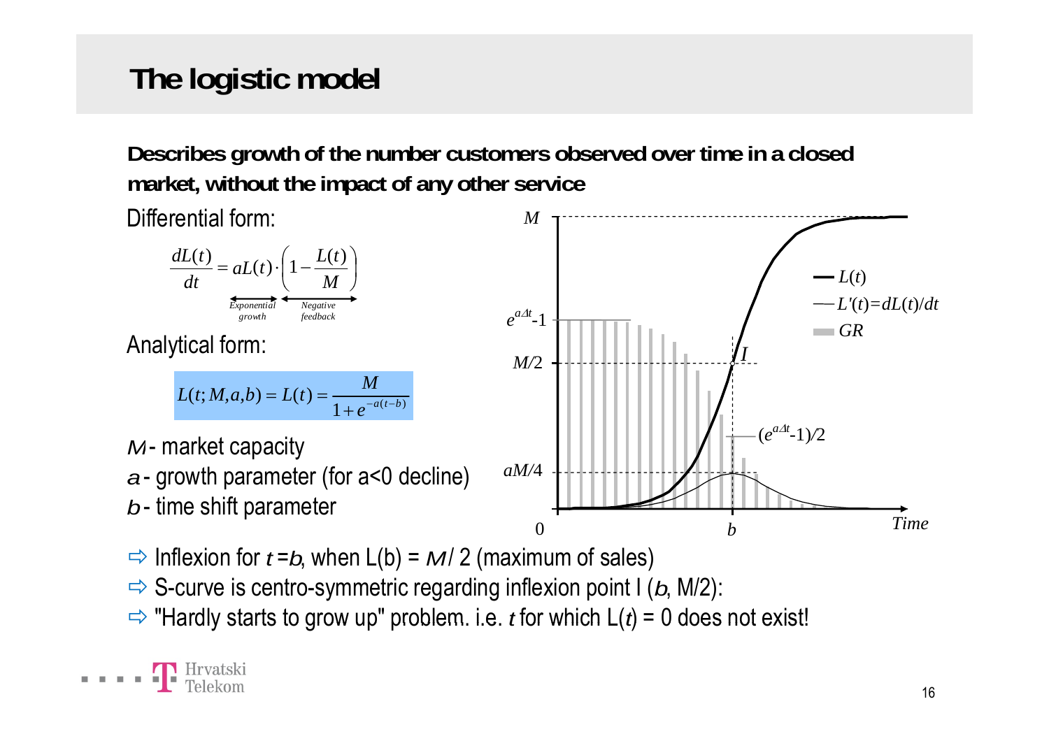# The logistic model

**Describes growth of the number customers observed over time in a closed market, without the impact of any other service**

Differential form:

$$\frac{dL(t)}{dt} = \underbrace{aL(t)}_{\text{Exponential growth}} \cdot \underbrace{\left(1 - \frac{L(t)}{M}\right)}_{\text{Negative feedback}}$$

Analytical form:

$$L(t; M, a, b) = L(t) = \frac{M}{1 + e^{-a(t-b)}}$$

$M$ - market capacity

$a$ - growth parameter (for a<0 decline)

$b$ - time shift parameter

⇨ Inflexion for $t = b$, when $L(b) = M/2$ (maximum of sales)

⇨ S-curve is centro-symmetric regarding inflexion point I ($b$, M/2):

⇨ "Hardly starts to grow up" problem. i.e. $t$ for which $L(t) = 0$ does not exist!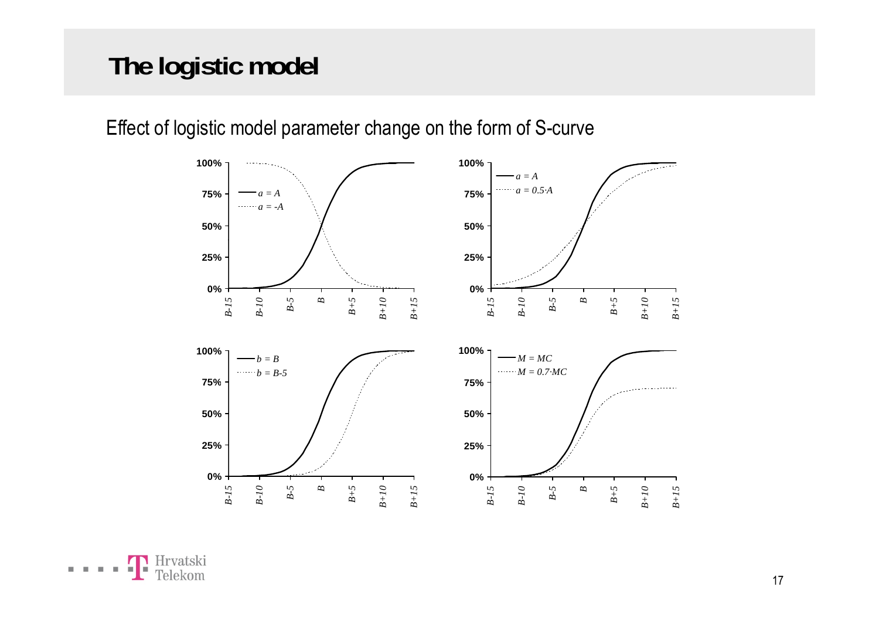# The logistic model

Effect of logistic model parameter change on the form of S-curve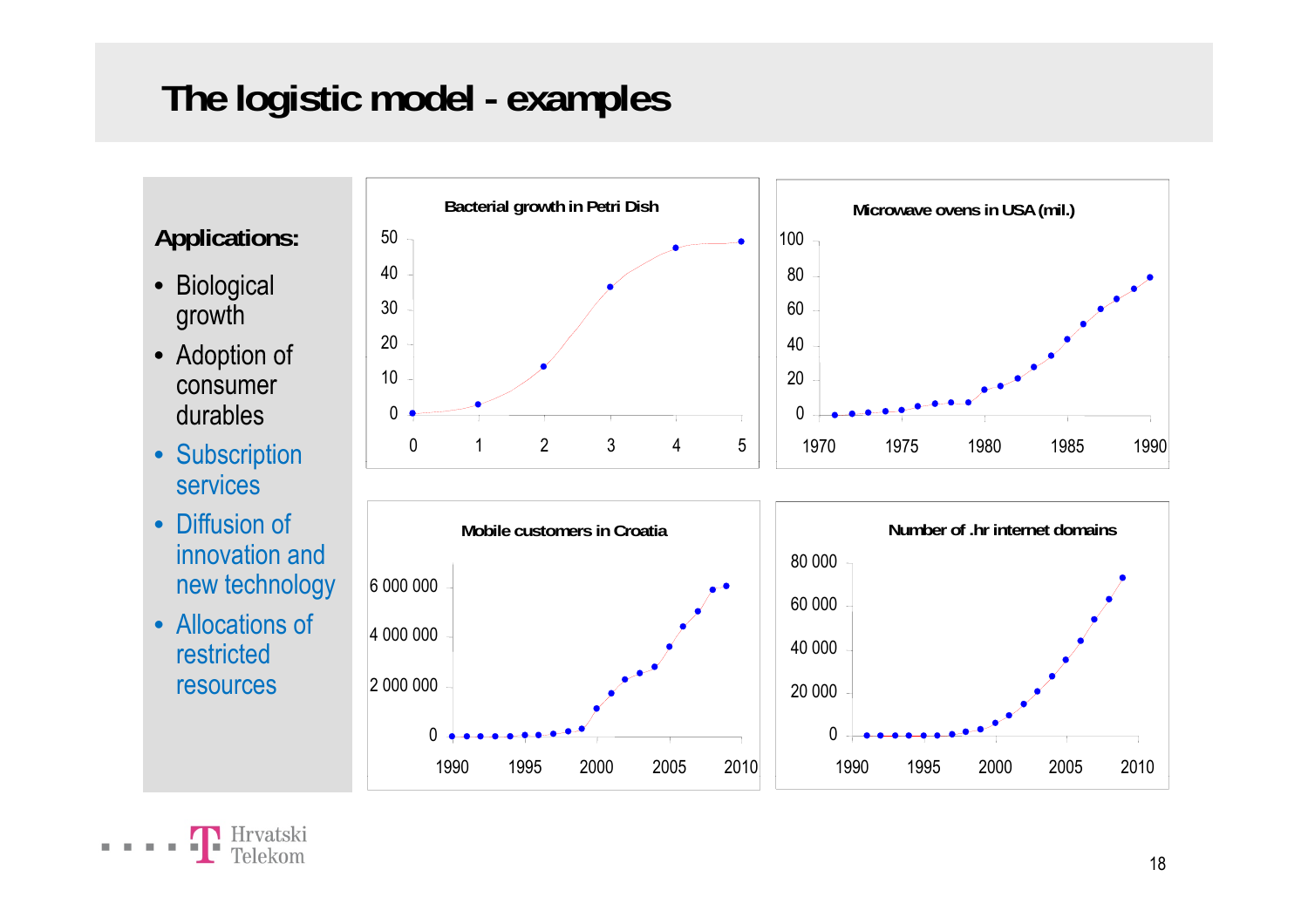# The logistic model - examples

**Applications:**

- Biological growth
- Adoption of consumer durables
- Subscription services
- Diffusion of innovation and new technology
- Allocations of restricted resources

**Bacterial growth in Petri Dish**

**Microwave ovens in USA (mil.)**

**Mobile customers in Croatia**

**Number of .hr internet domains**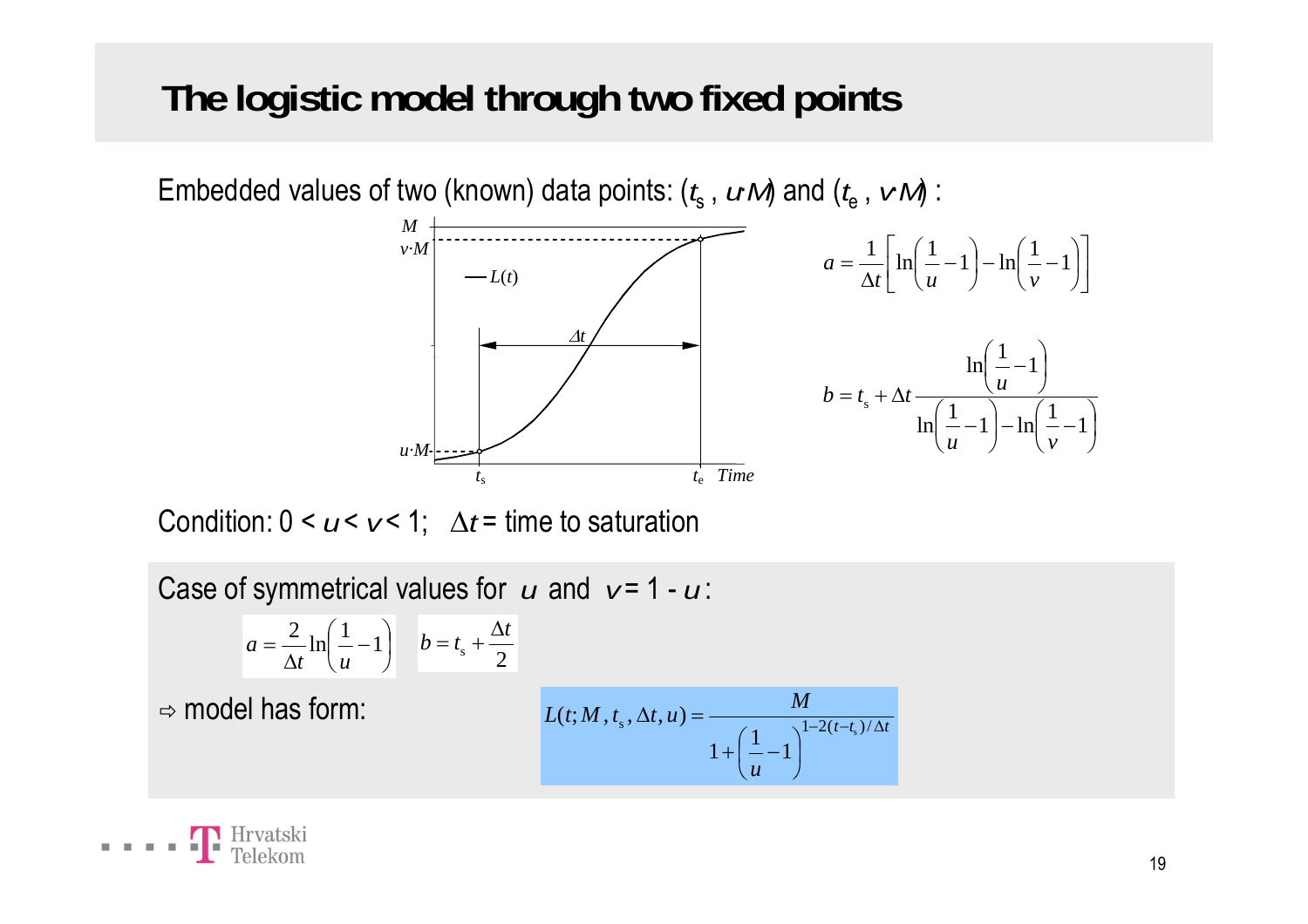# The logistic model through two fixed points

Embedded values of two (known) data points: ($t_s$ , $u{\cdot}M$) and ($t_e$ , $v{\cdot}M$) :

$$a = \frac{1}{\Delta t}\left[\ln\left(\frac{1}{u}-1\right) - \ln\left(\frac{1}{v}-1\right)\right]$$

$$b = t_s + \Delta t \frac{\ln\left(\frac{1}{u}-1\right)}{\ln\left(\frac{1}{u}-1\right) - \ln\left(\frac{1}{v}-1\right)}$$

Condition: $0 < u < v < 1$; $\Delta t$ = time to saturation

Case of symmetrical values for $u$ and $v = 1 - u$:

$$a = \frac{2}{\Delta t}\ln\left(\frac{1}{u}-1\right) \qquad b = t_s + \frac{\Delta t}{2}$$

⇨ model has form:

$$L(t; M, t_s, \Delta t, u) = \frac{M}{1 + \left(\frac{1}{u}-1\right)^{1-2(t-t_s)/\Delta t}}$$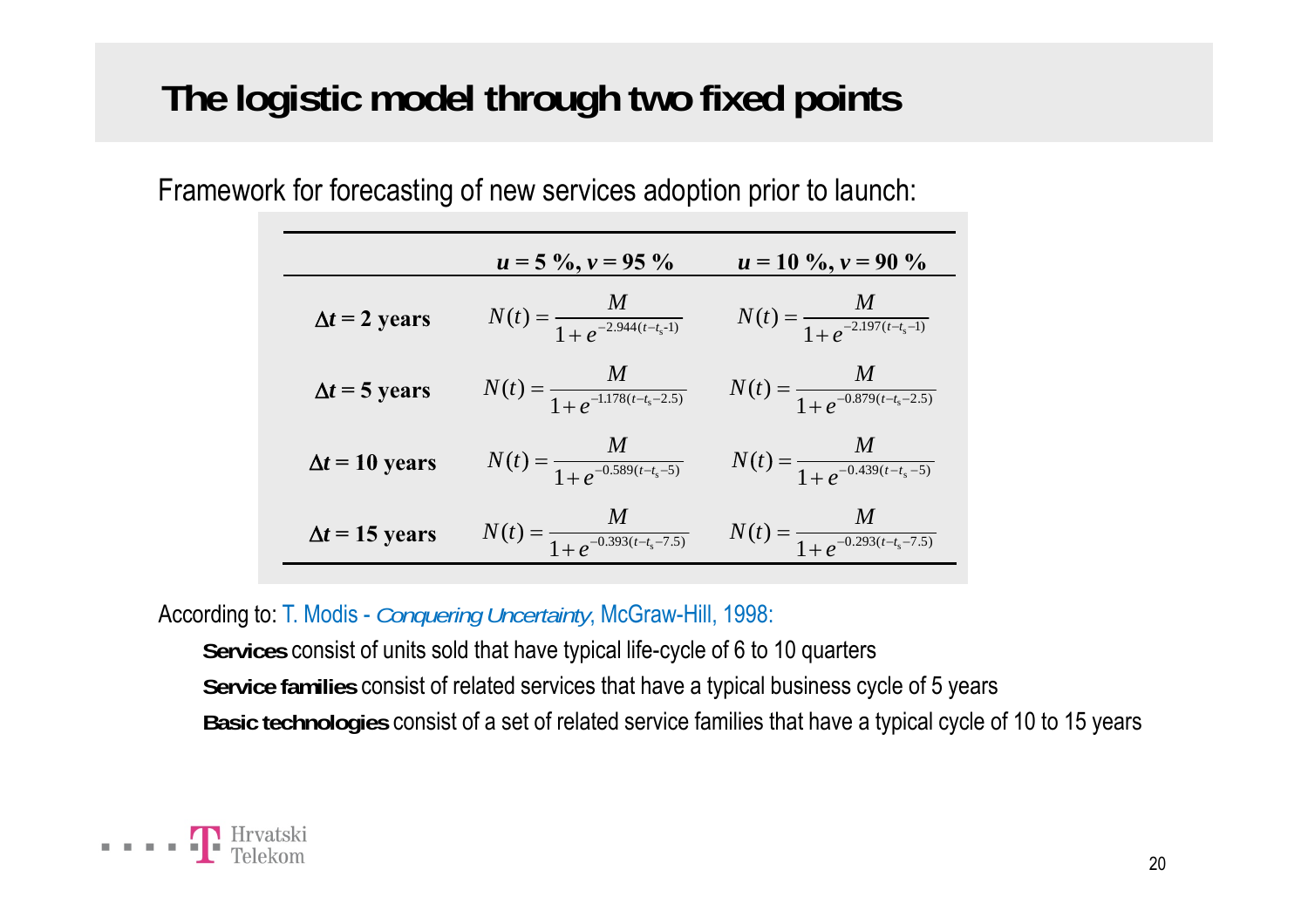# The logistic model through two fixed points

Framework for forecasting of new services adoption prior to launch:

| | $u = 5\ \%, v = 95\ \%$ | $u = 10\ \%, v = 90\ \%$ |
|---|---|---|
| $\Delta t = 2$ years | $N(t) = \dfrac{M}{1+e^{-2.944(t-t_s-1)}}$ | $N(t) = \dfrac{M}{1+e^{-2.197(t-t_s-1)}}$ |
| $\Delta t = 5$ years | $N(t) = \dfrac{M}{1+e^{-1.178(t-t_s-2.5)}}$ | $N(t) = \dfrac{M}{1+e^{-0.879(t-t_s-2.5)}}$ |
| $\Delta t = 10$ years | $N(t) = \dfrac{M}{1+e^{-0.589(t-t_s-5)}}$ | $N(t) = \dfrac{M}{1+e^{-0.439(t-t_s-5)}}$ |
| $\Delta t = 15$ years | $N(t) = \dfrac{M}{1+e^{-0.393(t-t_s-7.5)}}$ | $N(t) = \dfrac{M}{1+e^{-0.293(t-t_s-7.5)}}$ |

According to: T. Modis - *Conquering Uncertainty*, McGraw-Hill, 1998:

- **Services** consist of units sold that have typical life-cycle of 6 to 10 quarters
- **Service families** consist of related services that have a typical business cycle of 5 years
- **Basic technologies** consist of a set of related service families that have a typical cycle of 10 to 15 years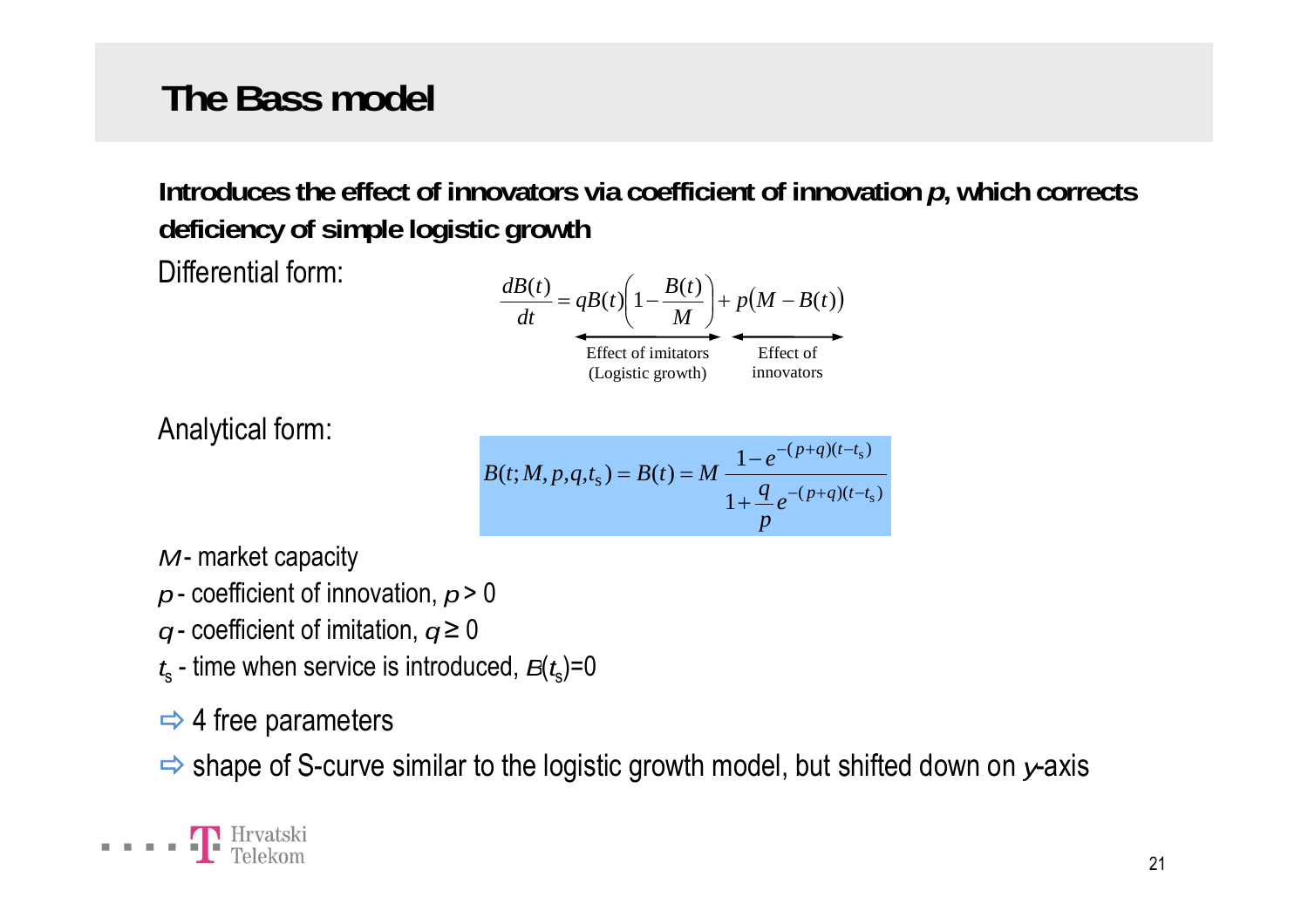# The Bass model

**Introduces the effect of innovators via coefficient of innovation *p*, which corrects deficiency of simple logistic growth**

Differential form:

$$\frac{dB(t)}{dt} = \underbrace{qB(t)\left(1 - \frac{B(t)}{M}\right)}_{\text{Effect of imitators (Logistic growth)}} + \underbrace{p\big(M - B(t)\big)}_{\text{Effect of innovators}}$$

Analytical form:

$$B(t; M, p, q, t_s) = B(t) = M\,\frac{1 - e^{-(p+q)(t-t_s)}}{1 + \frac{q}{p}e^{-(p+q)(t-t_s)}}$$

$M$ - market capacity

$p$ - coefficient of innovation, $p > 0$

$q$ - coefficient of imitation, $q \geq 0$

$t_s$ - time when service is introduced, $B(t_s)=0$

⇨ 4 free parameters

⇨ shape of S-curve similar to the logistic growth model, but shifted down on $y$-axis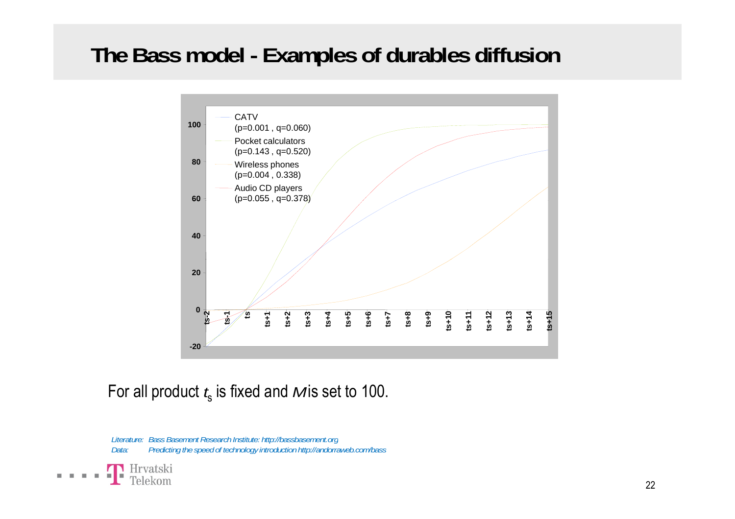# The Bass model - Examples of durables diffusion

CATV (p=0.001 , q=0.060)
Pocket calculators (p=0.143 , q=0.520)
Wireless phones (p=0.004 , 0.338)
Audio CD players (p=0.055 , q=0.378)

For all product $t_s$ is fixed and $M$ is set to 100.

*Literature: Bass Basement Research Institute: http://bassbasement.org*
*Data: Predicting the speed of technology introduction http://andorraweb.com/bass*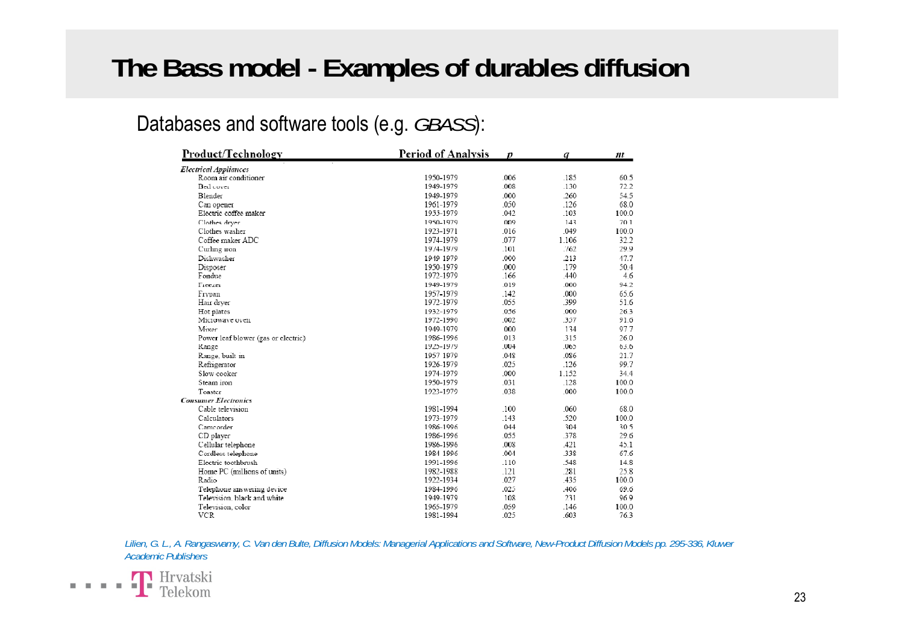# The Bass model - Examples of durables diffusion

Databases and software tools (e.g. *GBASS*):

| Product/Technology | Period of Analysis | $p$ | $q$ | $m$ |
|---|---|---|---|---|
| ***Electrical Appliances*** | | | | |
| Room air conditioner | 1950-1979 | .006 | .185 | 60.5 |
| Bed cover | 1949-1979 | .008 | .130 | 72.2 |
| Blender | 1949-1979 | .000 | .260 | 54.5 |
| Can opener | 1961-1979 | .050 | .126 | 68.0 |
| Electric coffee maker | 1955-1979 | .042 | .103 | 100.0 |
| Clothes dryer | 1950-1979 | .009 | .143 | 70.1 |
| Clothes washer | 1923-1971 | .016 | .049 | 100.0 |
| Coffee maker ADC | 1974-1979 | .077 | 1.106 | 32.2 |
| Curling iron | 1974-1979 | .101 | .762 | 29.9 |
| Dishwasher | 1949-1979 | .000 | .213 | 47.7 |
| Disposer | 1950-1979 | .000 | .179 | 50.4 |
| Fondue | 1972-1979 | .166 | .440 | 4.6 |
| Freezer | 1949-1979 | .019 | .000 | 94.2 |
| Frypan | 1957-1979 | .142 | .000 | 65.6 |
| Hair dryer | 1972-1979 | .055 | .399 | 51.6 |
| Hot plates | 1932-1979 | .056 | .000 | 26.3 |
| Microwave oven | 1972-1990 | .002 | .357 | 91.6 |
| Mixer | 1949-1979 | .000 | .134 | 97.7 |
| Power leaf blower (gas or electric) | 1986-1996 | .013 | .315 | 26.0 |
| Range | 1925-1979 | .004 | .065 | 63.6 |
| Range, built in | 1957-1979 | .048 | .086 | 21.7 |
| Refrigerator | 1926-1979 | .025 | .126 | 99.7 |
| Slow cooker | 1974-1979 | .000 | 1.152 | 34.4 |
| Steam iron | 1950-1979 | .031 | .128 | 100.0 |
| Toaster | 1923-1979 | .038 | .000 | 100.0 |
| ***Consumer Electronics*** | | | | |
| Cable television | 1981-1994 | .100 | .060 | 68.0 |
| Calculators | 1973-1979 | .143 | .520 | 100.0 |
| Camcorder | 1986-1996 | .044 | .304 | 30.5 |
| CD player | 1986-1996 | .055 | .378 | 29.6 |
| Cellular telephone | 1986-1996 | .008 | .421 | 45.1 |
| Cordless telephone | 1984-1996 | .004 | .338 | 67.6 |
| Electric toothbrush | 1991-1996 | .110 | .548 | 14.8 |
| Home PC (millions of units) | 1982-1988 | .121 | .281 | 25.8 |
| Radio | 1922-1934 | .027 | .435 | 100.0 |
| Telephone answering device | 1984-1996 | .025 | .406 | 69.6 |
| Television, black and white | 1949-1979 | .108 | .231 | 96.9 |
| Television, color | 1965-1979 | .059 | .146 | 100.0 |
| VCR | 1981-1994 | .025 | .603 | 76.3 |

*Lilien, G. L., A. Rangaswamy, C. Van den Bulte, Diffusion Models: Managerial Applications and Software, New-Product Diffusion Models pp. 295-336, Kluwer Academic Publishers*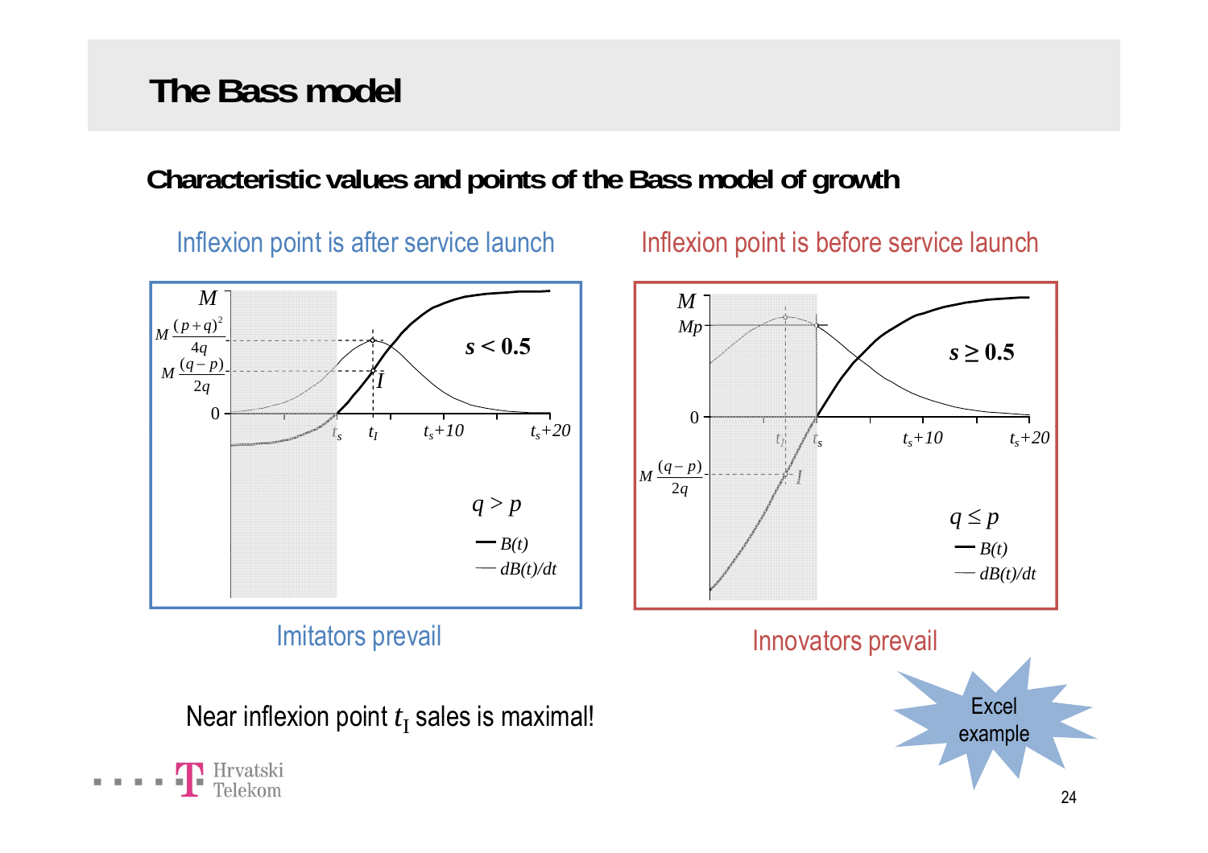# The Bass model

## Characteristic values and points of the Bass model of growth

Inflexion point is after service launch

- $M$
- $M\frac{(p+q)^2}{4q}$
- $M\frac{(q-p)}{2q}$
- $0$
- $t_s$, $t_I$, $t_s+10$, $t_s+20$
- $I$
- $s < 0.5$
- $q > p$
- $B(t)$
- $dB(t)/dt$

Imitators prevail

Inflexion point is before service launch

- $M$
- $Mp$
- $0$
- $M\frac{(q-p)}{2q}$
- $t_I$, $t_s$, $t_s+10$, $t_s+20$
- $I$
- $s \geq 0.5$
- $q \leq p$
- $B(t)$
- $dB(t)/dt$

Innovators prevail

Near inflexion point $t_I$ sales is maximal!

Excel example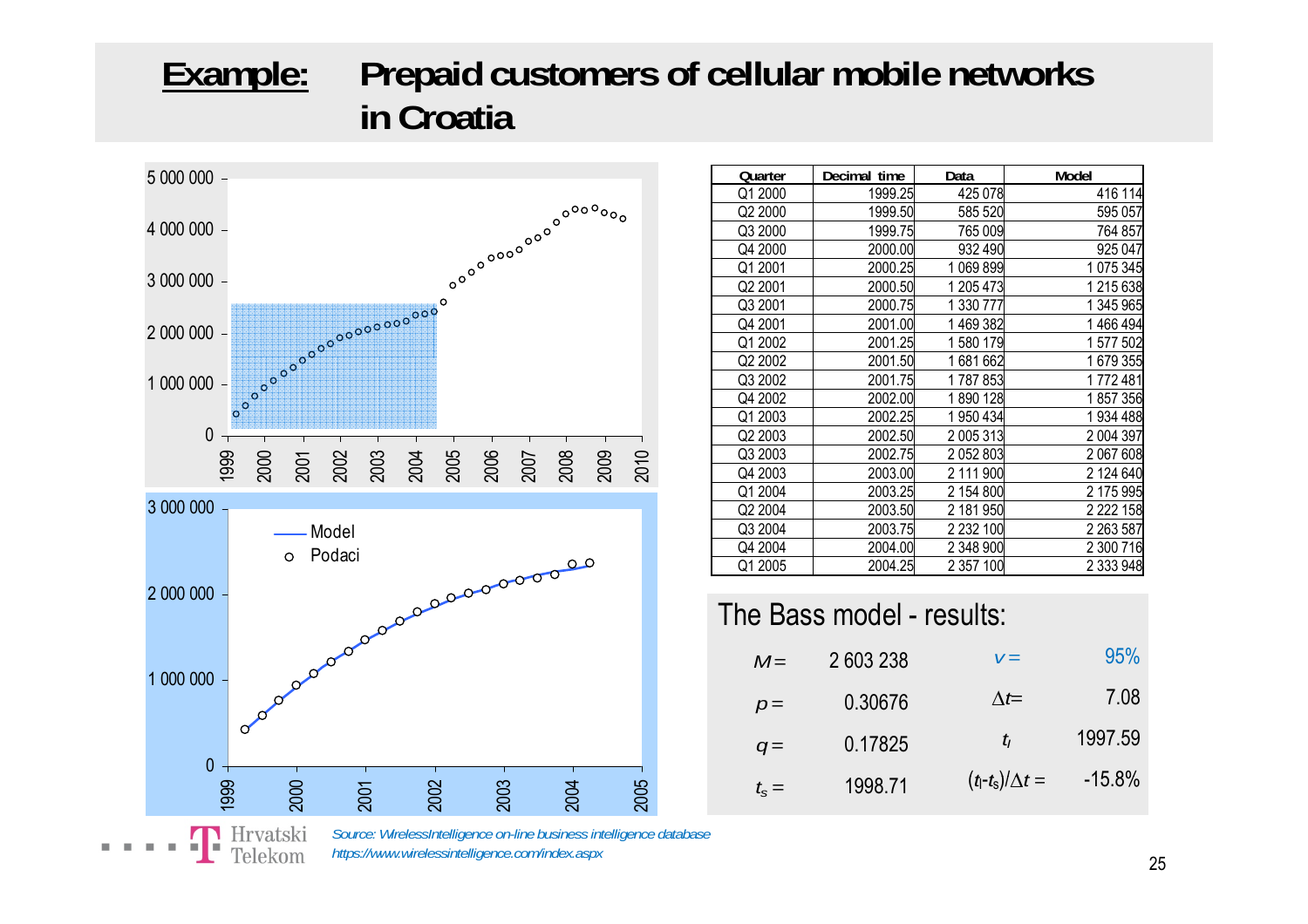# Example: Prepaid customers of cellular mobile networks in Croatia

| Quarter | Decimal time | Data | Model |
|---|---|---|---|
| Q1 2000 | 1999.25 | 425 078 | 416 114 |
| Q2 2000 | 1999.50 | 585 520 | 595 057 |
| Q3 2000 | 1999.75 | 765 009 | 764 857 |
| Q4 2000 | 2000.00 | 932 490 | 925 047 |
| Q1 2001 | 2000.25 | 1 069 899 | 1 075 345 |
| Q2 2001 | 2000.50 | 1 205 473 | 1 215 638 |
| Q3 2001 | 2000.75 | 1 330 777 | 1 345 965 |
| Q4 2001 | 2001.00 | 1 469 382 | 1 466 494 |
| Q1 2002 | 2001.25 | 1 580 179 | 1 577 502 |
| Q2 2002 | 2001.50 | 1 681 662 | 1 679 355 |
| Q3 2002 | 2001.75 | 1 787 853 | 1 772 481 |
| Q4 2002 | 2002.00 | 1 890 128 | 1 857 356 |
| Q1 2003 | 2002.25 | 1 950 434 | 1 934 488 |
| Q2 2003 | 2002.50 | 2 005 313 | 2 004 397 |
| Q3 2003 | 2002.75 | 2 052 803 | 2 067 608 |
| Q4 2003 | 2003.00 | 2 111 900 | 2 124 640 |
| Q1 2004 | 2003.25 | 2 154 800 | 2 175 995 |
| Q2 2004 | 2003.50 | 2 181 950 | 2 222 158 |
| Q3 2004 | 2003.75 | 2 232 100 | 2 263 587 |
| Q4 2004 | 2004.00 | 2 348 900 | 2 300 716 |
| Q1 2005 | 2004.25 | 2 357 100 | 2 333 948 |

## The Bass model - results:

| | | | |
|---|---|---|---|
| $M =$ | 2 603 238 | $v =$ | 95% |
| $p =$ | 0.30676 | $\Delta t =$ | 7.08 |
| $q =$ | 0.17825 | $t_I$ | 1997.59 |
| $t_s =$ | 1998.71 | $(t_I - t_s)/\Delta t =$ | -15.8% |

*Source: WirelessIntelligence on-line business intelligence database*
*https://www.wirelessintelligence.com/index.aspx*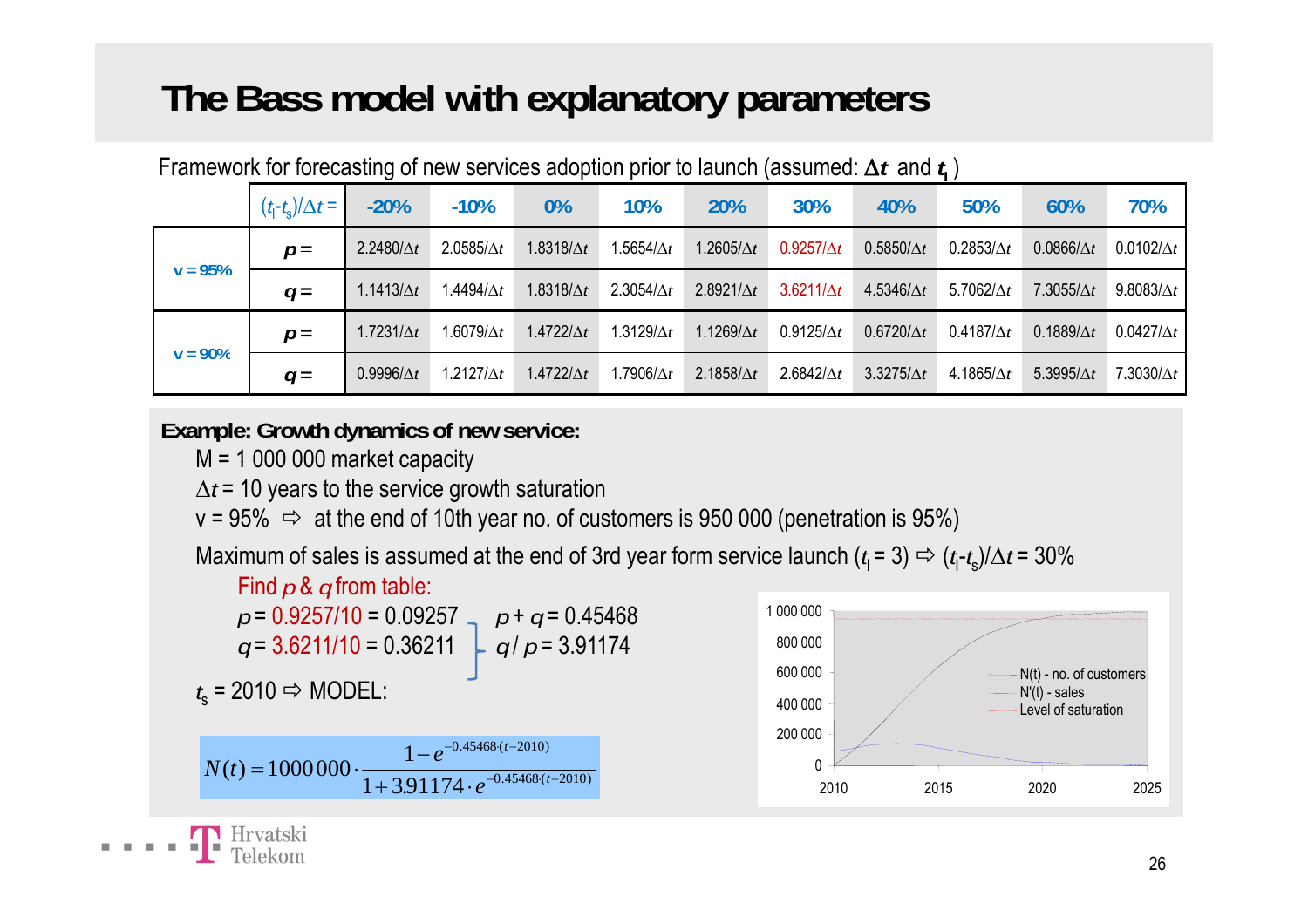# The Bass model with explanatory parameters

Framework for forecasting of new services adoption prior to launch (assumed: $\Delta t$ and $t_l$)

| | $(t_l-t_s)/\Delta t$ = | -20% | -10% | 0% | 10% | 20% | 30% | 40% | 50% | 60% | 70% |
|---|---|---|---|---|---|---|---|---|---|---|---|
| v = 95% | $p$ = | 2.2480/$\Delta t$ | 2.0585/$\Delta t$ | 1.8318/$\Delta t$ | 1.5654/$\Delta t$ | 1.2605/$\Delta t$ | 0.9257/$\Delta t$ | 0.5850/$\Delta t$ | 0.2853/$\Delta t$ | 0.0866/$\Delta t$ | 0.0102/$\Delta t$ |
| | $q$ = | 1.1413/$\Delta t$ | 1.4494/$\Delta t$ | 1.8318/$\Delta t$ | 2.3054/$\Delta t$ | 2.8921/$\Delta t$ | 3.6211/$\Delta t$ | 4.5346/$\Delta t$ | 5.7062/$\Delta t$ | 7.3055/$\Delta t$ | 9.8083/$\Delta t$ |
| v = 90% | $p$ = | 1.7231/$\Delta t$ | 1.6079/$\Delta t$ | 1.4722/$\Delta t$ | 1.3129/$\Delta t$ | 1.1269/$\Delta t$ | 0.9125/$\Delta t$ | 0.6720/$\Delta t$ | 0.4187/$\Delta t$ | 0.1889/$\Delta t$ | 0.0427/$\Delta t$ |
| | $q$ = | 0.9996/$\Delta t$ | 1.2127/$\Delta t$ | 1.4722/$\Delta t$ | 1.7906/$\Delta t$ | 2.1858/$\Delta t$ | 2.6842/$\Delta t$ | 3.3275/$\Delta t$ | 4.1865/$\Delta t$ | 5.3995/$\Delta t$ | 7.3030/$\Delta t$ |

**Example: Growth dynamics of new service:**

M = 1 000 000 market capacity

$\Delta t$ = 10 years to the service growth saturation

v = 95% ⇨ at the end of 10th year no. of customers is 950 000 (penetration is 95%)

Maximum of sales is assumed at the end of 3rd year form service launch ($t_l$ = 3) ⇨ $(t_l-t_s)/\Delta t$ = 30%

Find $p$ & $q$ from table:

$p$ = 0.9257/10 = 0.09257   $p + q$ = 0.45468

$q$ = 3.6211/10 = 0.36211   $q / p$ = 3.91174

$t_s$ = 2010 ⇨ MODEL:

$$N(t) = 1000000 \cdot \frac{1 - e^{-0.45468 \cdot (t-2010)}}{1 + 3.91174 \cdot e^{-0.45468 \cdot (t-2010)}}$$

Chart legend: N(t) - no. of customers; N'(t) - sales; Level of saturation. Y-axis: 0 – 1 000 000; X-axis: 2010 – 2025.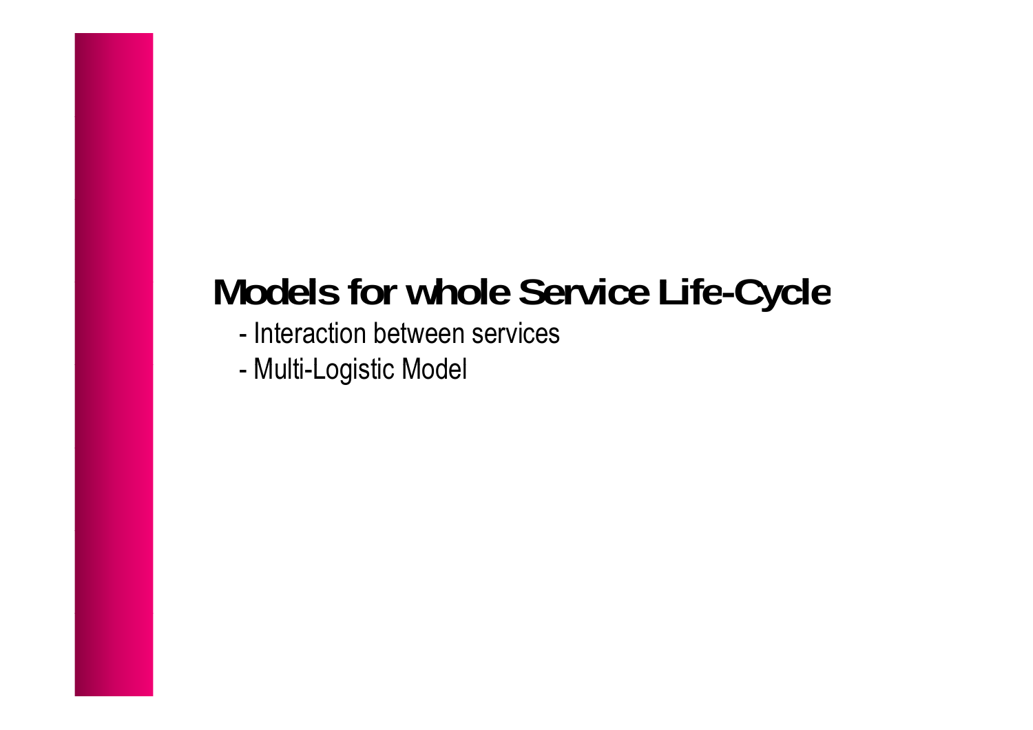# Models for whole Service Life-Cycle

- Interaction between services
- Multi-Logistic Model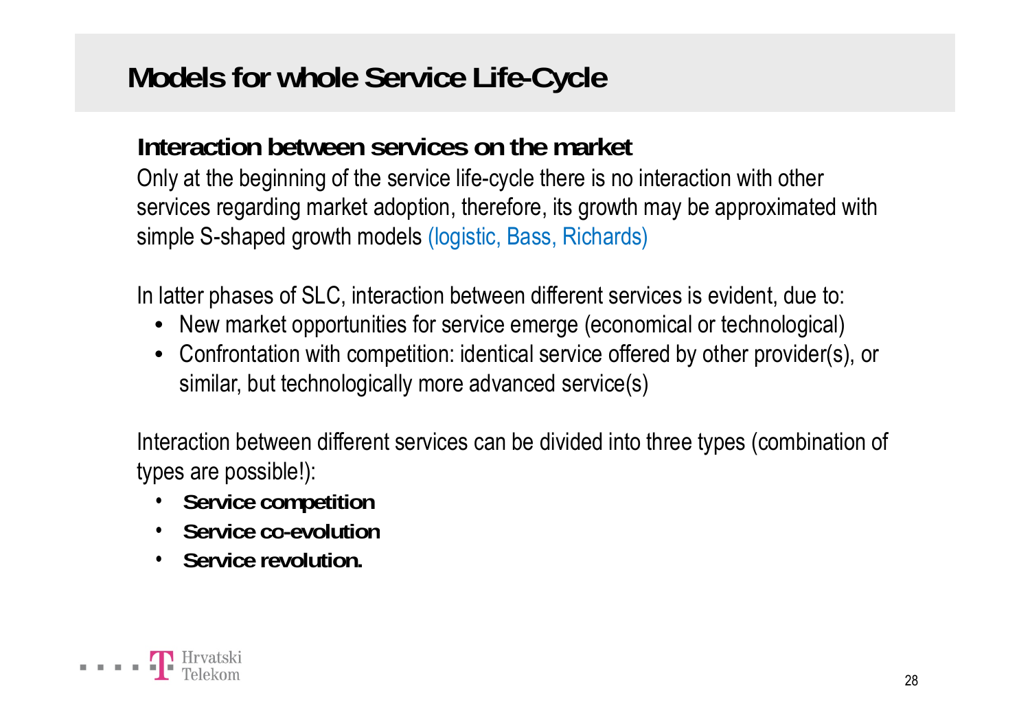# Models for whole Service Life-Cycle

## Interaction between services on the market

Only at the beginning of the service life-cycle there is no interaction with other services regarding market adoption, therefore, its growth may be approximated with simple S-shaped growth models (logistic, Bass, Richards)

In latter phases of SLC, interaction between different services is evident, due to:

- New market opportunities for service emerge (economical or technological)
- Confrontation with competition: identical service offered by other provider(s), or similar, but technologically more advanced service(s)

Interaction between different services can be divided into three types (combination of types are possible!):

- **Service competition**
- **Service co-evolution**
- **Service revolution.**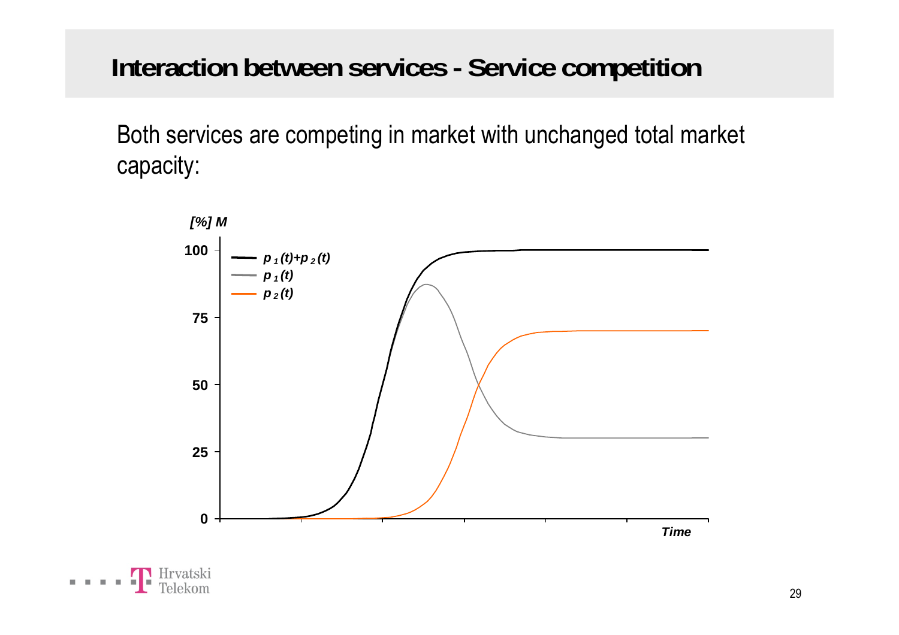# Interaction between services - Service competition

Both services are competing in market with unchanged total market capacity:

*[%] M*

100

75

50

25

0

*Time*

- $p_1(t)+p_2(t)$
- $p_1(t)$
- $p_2(t)$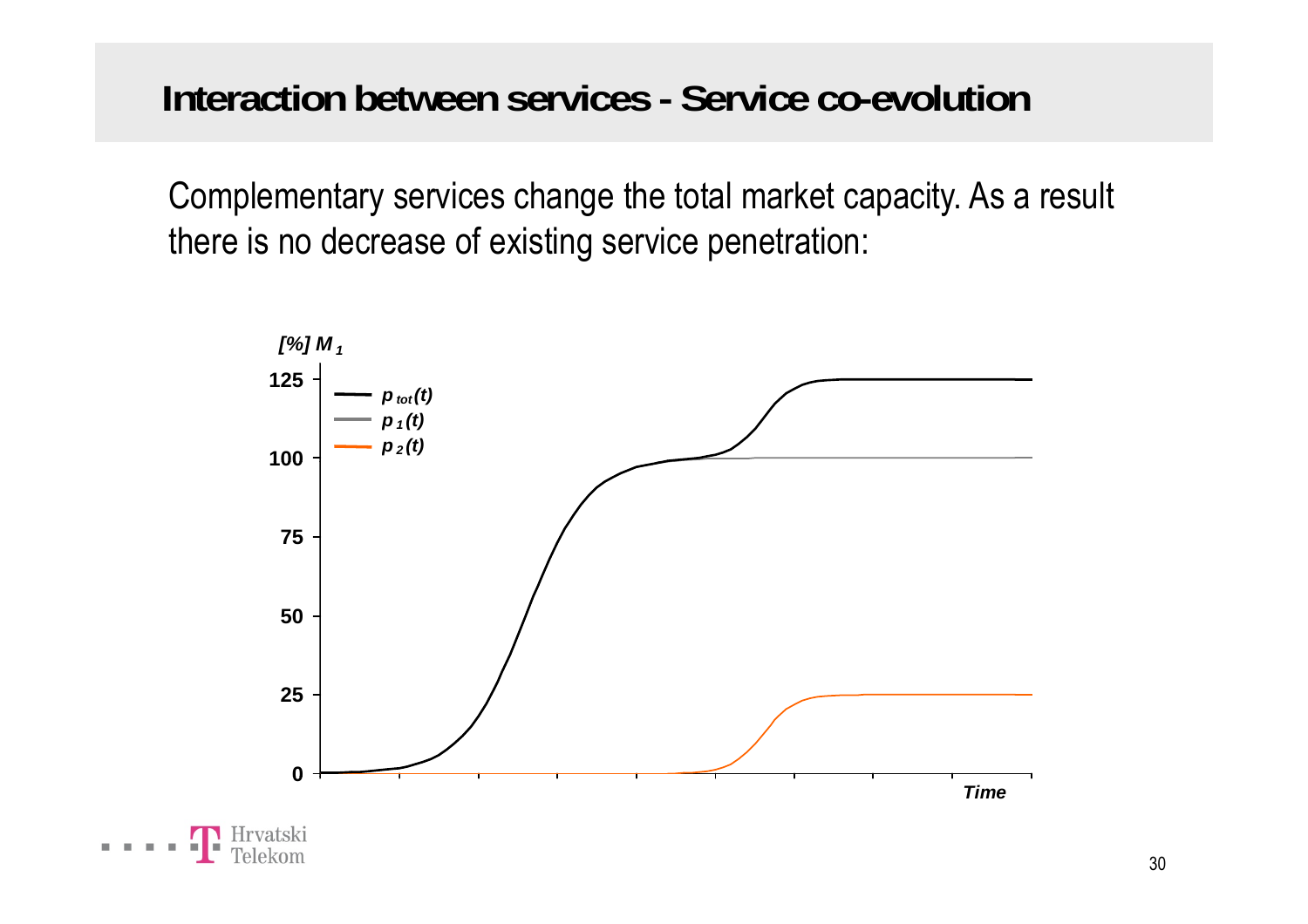## Interaction between services - Service co-evolution

Complementary services change the total market capacity. As a result there is no decrease of existing service penetration:

[%] $M_1$

125

100

75

50

25

0

$p_{tot}(t)$

$p_1(t)$

$p_2(t)$

Time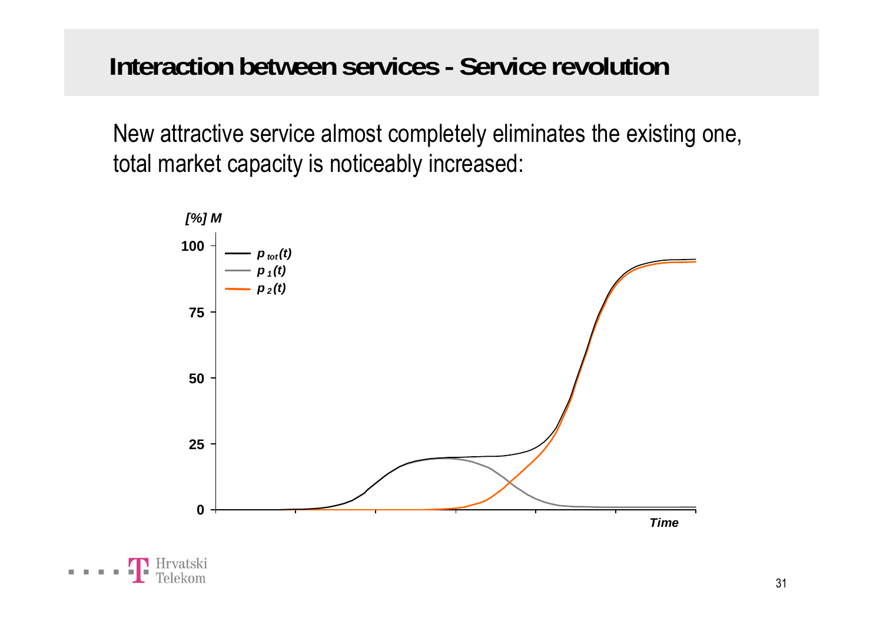# Interaction between services - Service revolution

New attractive service almost completely eliminates the existing one, total market capacity is noticeably increased:

[%] M

100

75

50

25

0

$p_{tot}(t)$

$p_1(t)$

$p_2(t)$

Time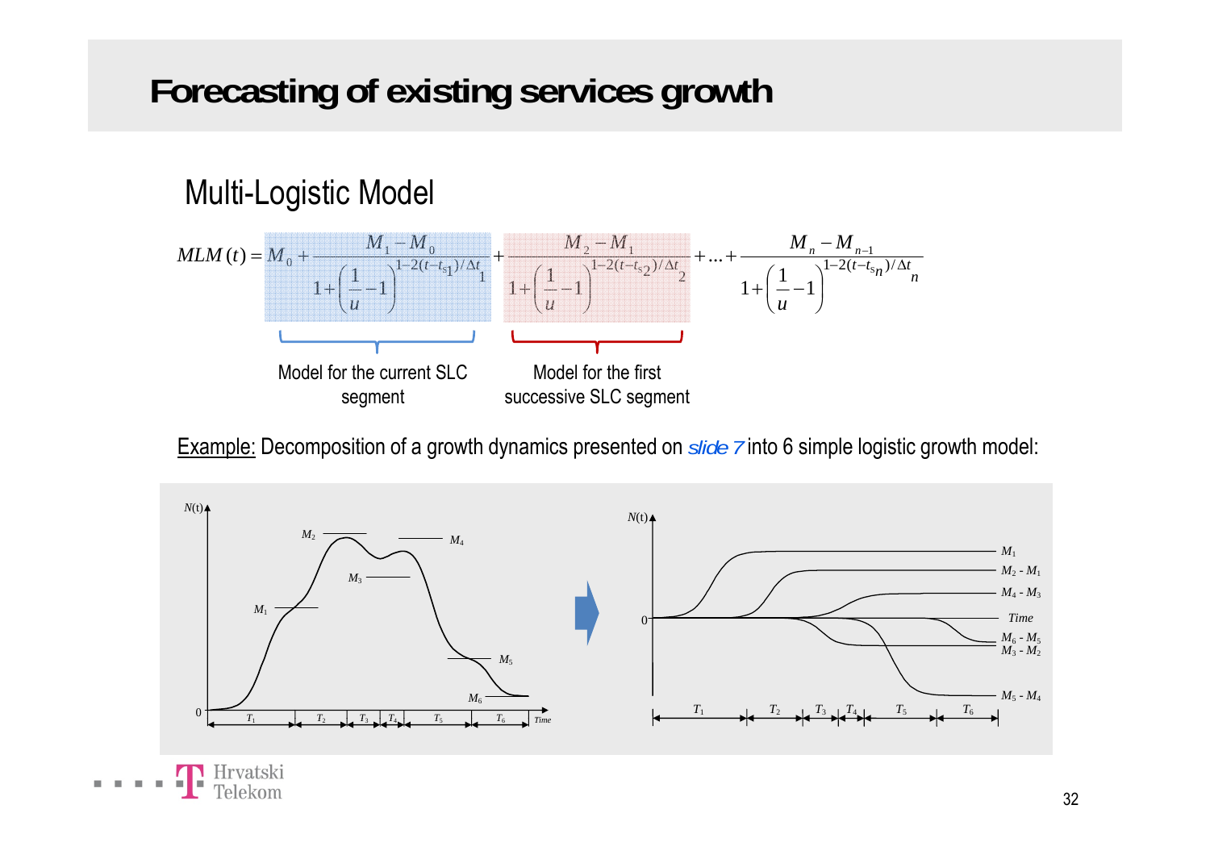# Forecasting of existing services growth

## Multi-Logistic Model

$$MLM(t) = M_0 + \frac{M_1 - M_0}{1+\left(\frac{1}{u}-1\right)^{1-2(t-t_{s1})/\Delta t_1}} + \frac{M_2 - M_1}{1+\left(\frac{1}{u}-1\right)^{1-2(t-t_{s2})/\Delta t_2}} + \ldots + \frac{M_n - M_{n-1}}{1+\left(\frac{1}{u}-1\right)^{1-2(t-t_{sn})/\Delta t_n}}$$

- Model for the current SLC segment (second term, $M_0$ plus the first fraction)
- Model for the first successive SLC segment (second fraction)

Example: Decomposition of a growth dynamics presented on *slide 7* into 6 simple logistic growth model: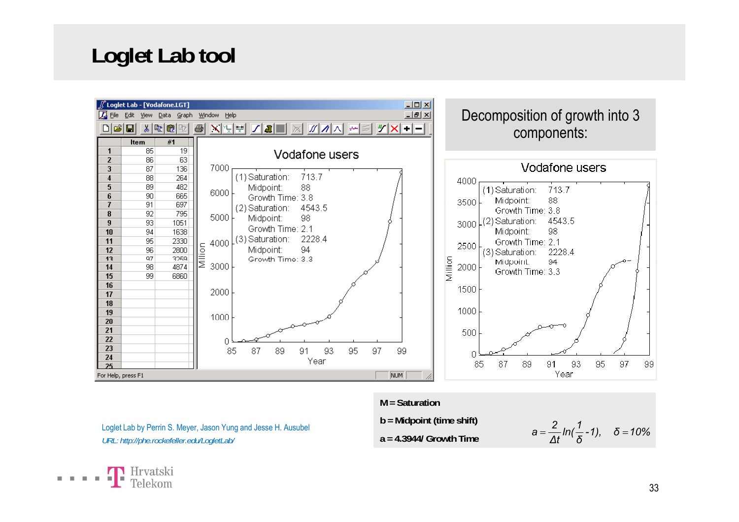# Loglet Lab tool

Loglet Lab - [Vodafone.LGT]

| Item | #1 |
|---|---|
| 85 | 19 |
| 86 | 63 |
| 87 | 136 |
| 88 | 264 |
| 89 | 482 |
| 90 | 665 |
| 91 | 697 |
| 92 | 795 |
| 93 | 1051 |
| 94 | 1638 |
| 95 | 2330 |
| 96 | 2800 |
| 97 | 3259 |
| 98 | 4874 |
| 99 | 6860 |

Vodafone users

(1) Saturation: 713.7, Midpoint: 88, Growth Time: 3.8
(2) Saturation: 4543.5, Midpoint: 98, Growth Time: 2.1
(3) Saturation: 2228.4, Midpoint: 94, Growth Time: 3.3

Decomposition of growth into 3 components:

Vodafone users

(1) Saturation: 713.7, Midpoint: 88, Growth Time: 3.8
(2) Saturation: 4543.5, Midpoint: 98, Growth Time: 2.1
(3) Saturation: 2228.4, Midpoint: 94, Growth Time: 3.3

**M = Saturation**

**b = Midpoint (time shift)**

**a = 4.3944/ Growth Time**

$$a = \frac{2}{\Delta t} ln(\frac{1}{\delta} - 1), \quad \delta = 10\%$$

Loglet Lab by Perrin S. Meyer, Jason Yung and Jesse H. Ausubel

*URL: http://phe.rockefeller.edu/LogletLab/*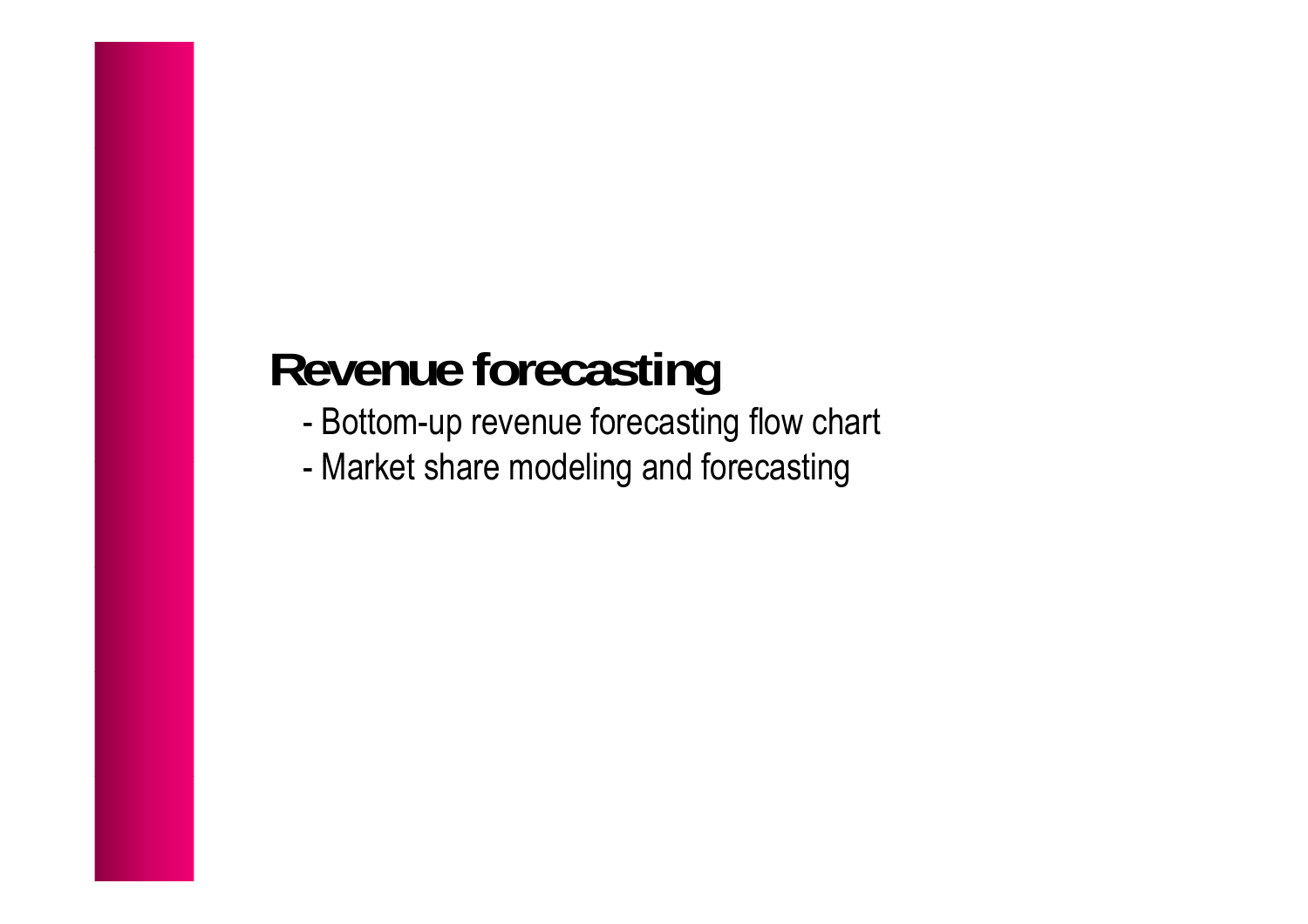# Revenue forecasting

- Bottom-up revenue forecasting flow chart
- Market share modeling and forecasting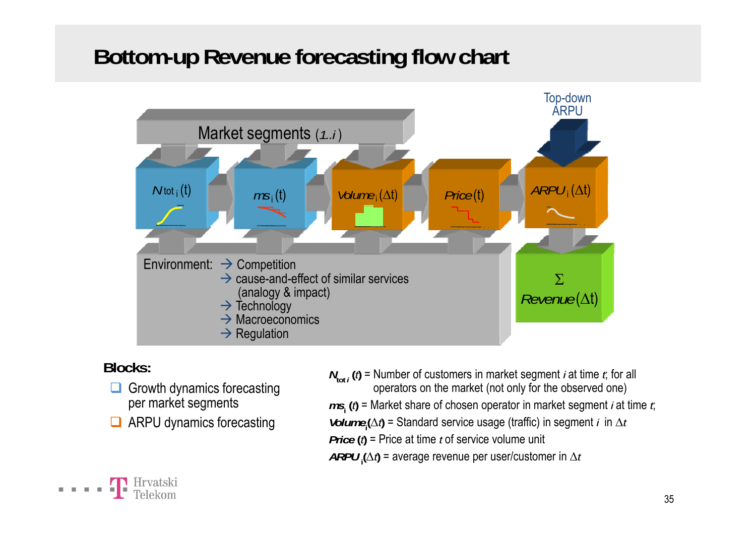# Bottom-up Revenue forecasting flow chart

Top-down ARPU

Market segments (*1..i*)

$N_{tot\,i}$ (t) → $ms_i$ (t) → $Volume_i$ (Δt) → $Price$ (t) → $ARPU_i$ (Δt)

Environment:
- → Competition
- → cause-and-effect of similar services (analogy & impact)
- → Technology
- → Macroeconomics
- → Regulation

Σ *Revenue* (Δt)

**Blocks:**

- Growth dynamics forecasting per market segments
- ARPU dynamics forecasting

$N_{tot\,i}$ (*t*) = Number of customers in market segment *i* at time *t*; for all operators on the market (not only for the observed one)

$ms_i$ (*t*) = Market share of chosen operator in market segment *i* at time *t*;

$Volume_i$ (Δ*t*) = Standard service usage (traffic) in segment *i* in Δ*t*

$Price$ (*t*) = Price at time *t* of service volume unit

$ARPU_i$ (Δ*t*) = average revenue per user/customer in Δ*t*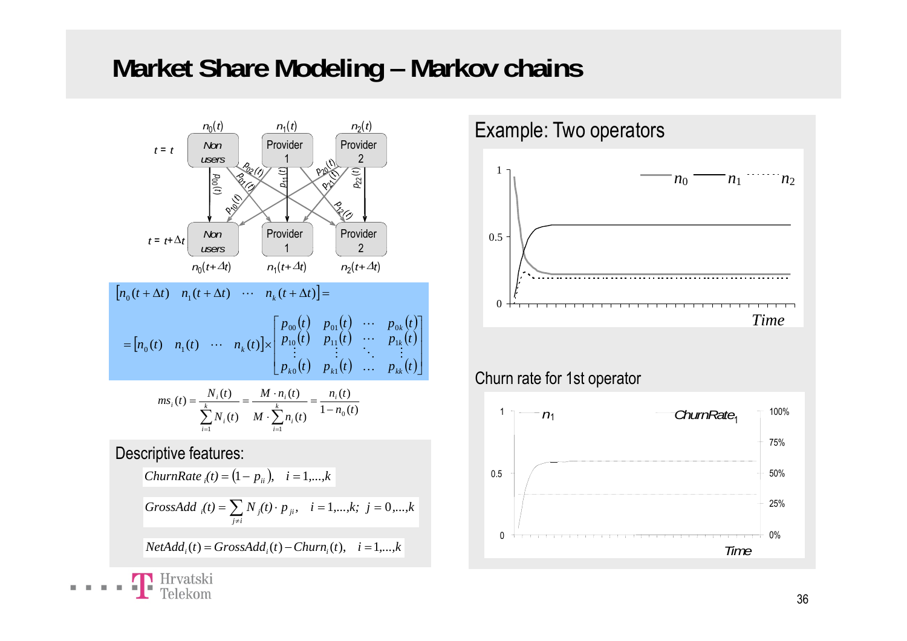# Market Share Modeling – Markov chains

$n_0(t)$ $n_1(t)$ $n_2(t)$

$t = t$: Non users, Provider 1, Provider 2

$p_{00}(t)$, $p_{01}(t)$, $p_{02}(t)$, $p_{10}(t)$, $p_{11}(t)$, $p_{12}(t)$, $p_{20}(t)$, $p_{21}(t)$, $p_{22}(t)$

$t = t+\Delta t$: Non users, Provider 1, Provider 2

$n_0(t+\Delta t)$ $n_1(t+\Delta t)$ $n_2(t+\Delta t)$

$$[n_0(t+\Delta t) \quad n_1(t+\Delta t) \quad \cdots \quad n_k(t+\Delta t)] =$$

$$= [n_0(t) \quad n_1(t) \quad \cdots \quad n_k(t)] \times \begin{bmatrix} p_{00}(t) & p_{01}(t) & \cdots & p_{0k}(t) \\ p_{10}(t) & p_{11}(t) & \cdots & p_{1k}(t) \\ \vdots & \vdots & \ddots & \vdots \\ p_{k0}(t) & p_{k1}(t) & \cdots & p_{kk}(t) \end{bmatrix}$$

$$ms_i(t) = \frac{N_i(t)}{\sum_{i=1}^{k} N_i(t)} = \frac{M \cdot n_i(t)}{M \cdot \sum_{i=1}^{k} n_i(t)} = \frac{n_i(t)}{1 - n_0(t)}$$

## Descriptive features:

$$ChurnRate_i(t) = (1 - p_{ii}), \quad i = 1,\ldots,k$$

$$GrossAdd_i(t) = \sum_{j \neq i} N_j(t) \cdot p_{ji}, \quad i = 1,\ldots,k; \; j = 0,\ldots,k$$

$$NetAdd_i(t) = GrossAdd_i(t) - Churn_i(t), \quad i = 1,\ldots,k$$

## Example: Two operators

Legend: $n_0$, $n_1$, $n_2$ — axis: 0, 0.5, 1; Time

## Churn rate for 1st operator

Legend: $n_1$, $ChurnRate_1$ — axis: 0, 0.5, 1; 0%, 25%, 50%, 75%, 100%; Time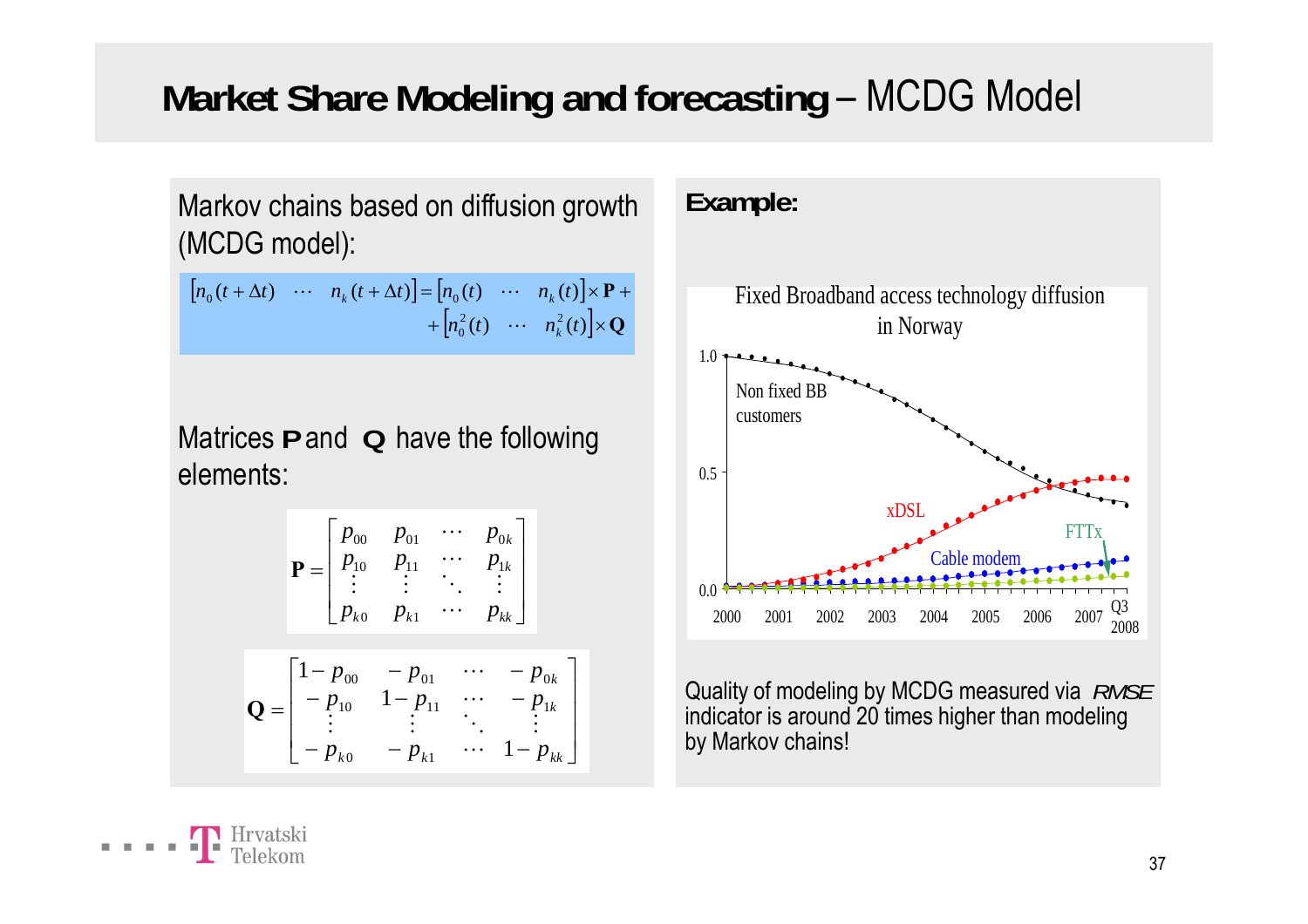# Market Share Modeling and forecasting – MCDG Model

Markov chains based on diffusion growth (MCDG model):

$$\left[n_0(t+\Delta t) \;\; \cdots \;\; n_k(t+\Delta t)\right] = \left[n_0(t) \;\; \cdots \;\; n_k(t)\right] \times \mathbf{P} + \left[n_0^2(t) \;\; \cdots \;\; n_k^2(t)\right] \times \mathbf{Q}$$

Matrices **P** and **Q** have the following elements:

$$\mathbf{P} = \begin{bmatrix} p_{00} & p_{01} & \cdots & p_{0k} \\ p_{10} & p_{11} & \cdots & p_{1k} \\ \vdots & \vdots & \ddots & \vdots \\ p_{k0} & p_{k1} & \cdots & p_{kk} \end{bmatrix}$$

$$\mathbf{Q} = \begin{bmatrix} 1-p_{00} & -p_{01} & \cdots & -p_{0k} \\ -p_{10} & 1-p_{11} & \cdots & -p_{1k} \\ \vdots & \vdots & \ddots & \vdots \\ -p_{k0} & -p_{k1} & \cdots & 1-p_{kk} \end{bmatrix}$$

**Example:**

Fixed Broadband access technology diffusion in Norway

Quality of modeling by MCDG measured via *RMSE* indicator is around 20 times higher than modeling by Markov chains!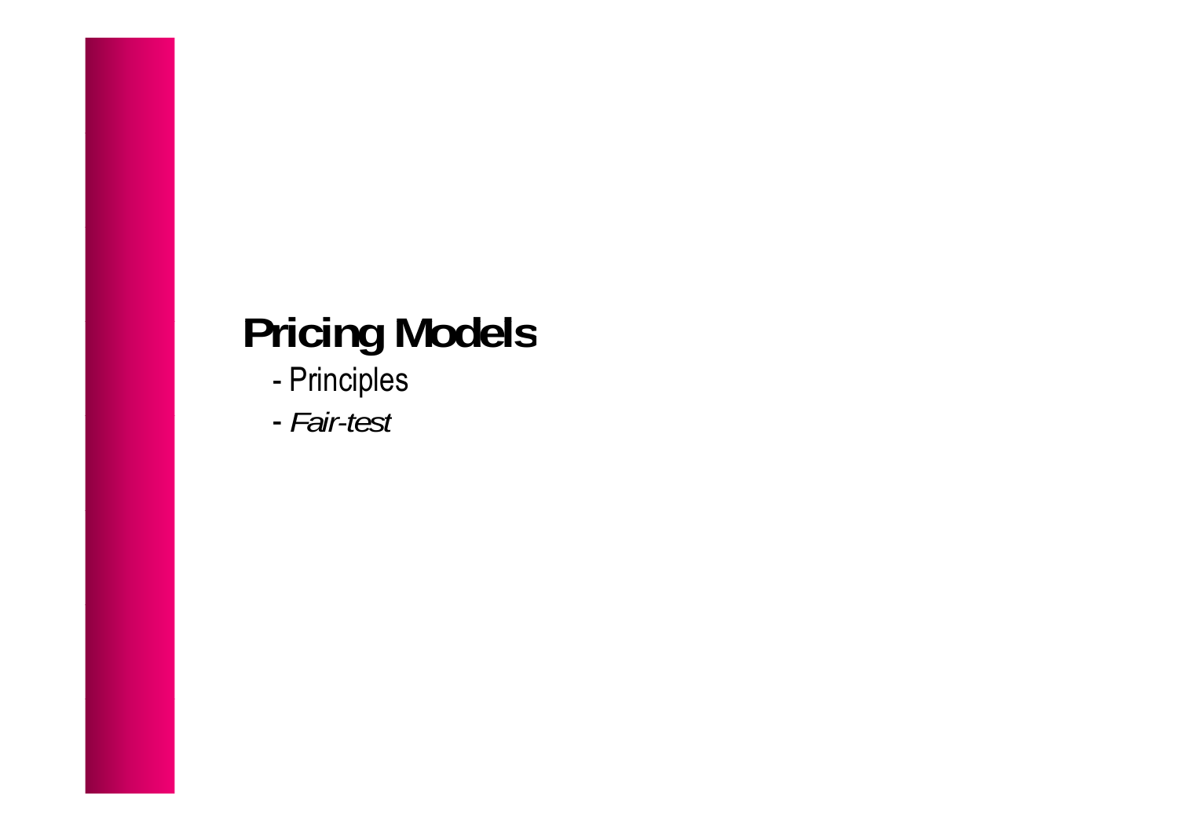# Pricing Models

- Principles
- *Fair-test*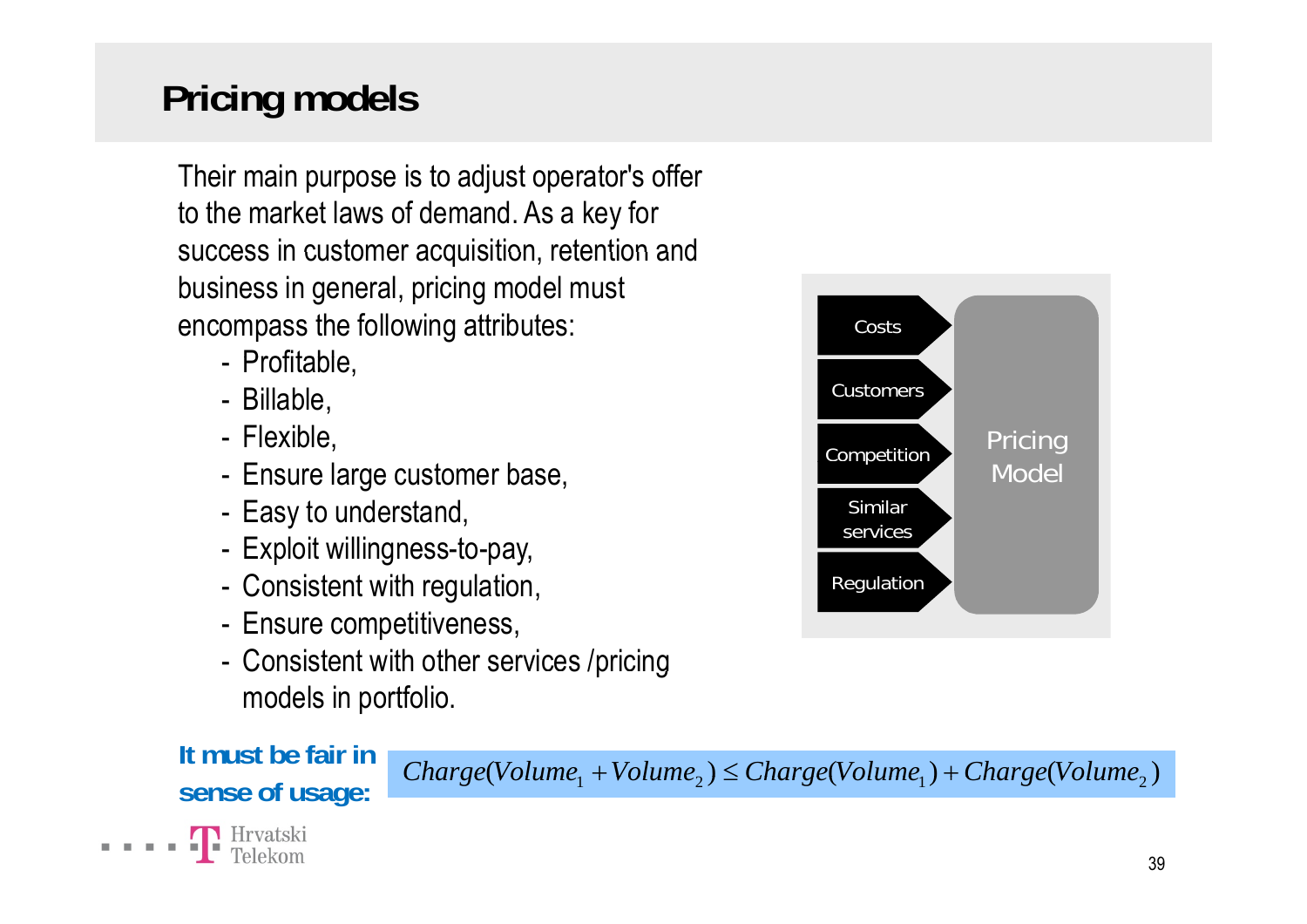# Pricing models

Their main purpose is to adjust operator's offer to the market laws of demand. As a key for success in customer acquisition, retention and business in general, pricing model must encompass the following attributes:

- Profitable,
- Billable,
- Flexible,
- Ensure large customer base,
- Easy to understand,
- Exploit willingness-to-pay,
- Consistent with regulation,
- Ensure competitiveness,
- Consistent with other services /pricing models in portfolio.

Costs → Pricing Model
Customers → Pricing Model
Competition → Pricing Model
Similar services → Pricing Model
Regulation → Pricing Model

**It must be fair in sense of usage:**

$$Charge(Volume_1 + Volume_2) \leq Charge(Volume_1) + Charge(Volume_2)$$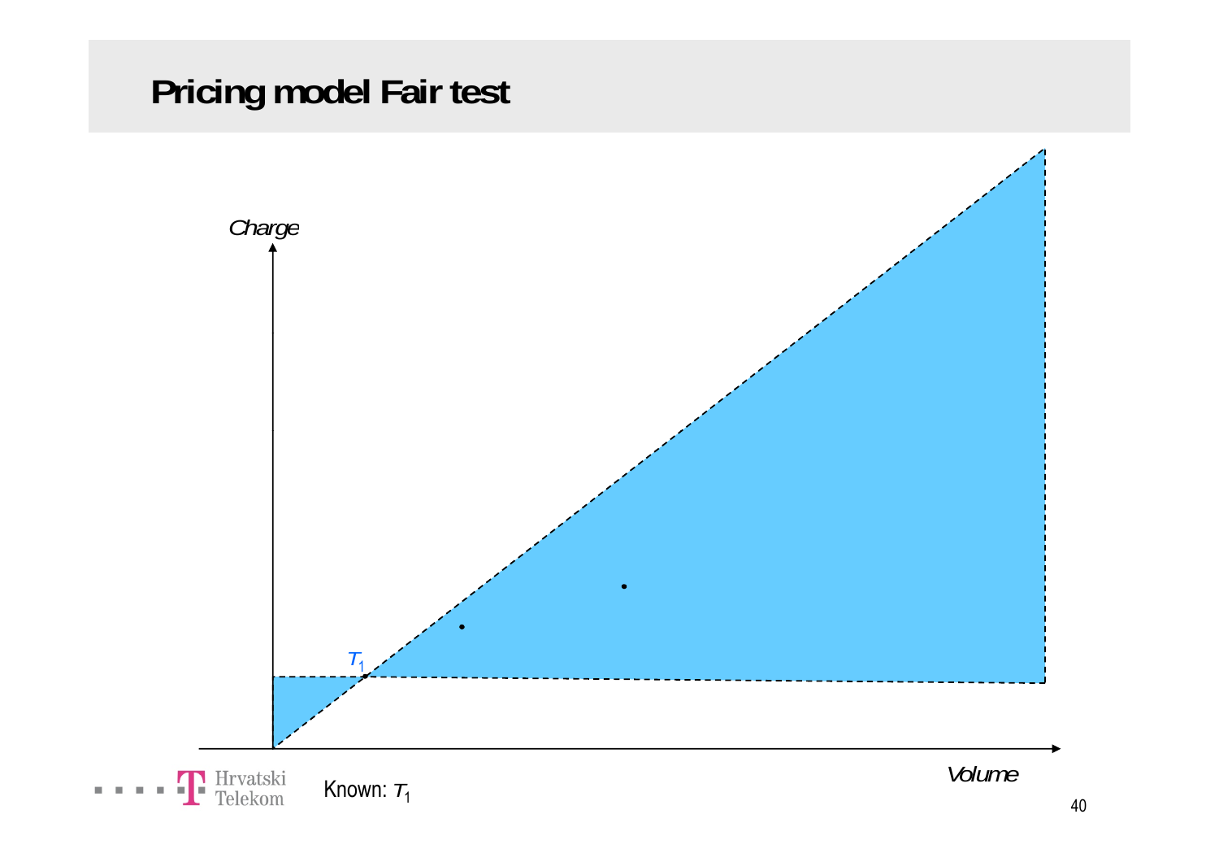# Pricing model Fair test

*Charge*

$T_1$

*Volume*

Known: $T_1$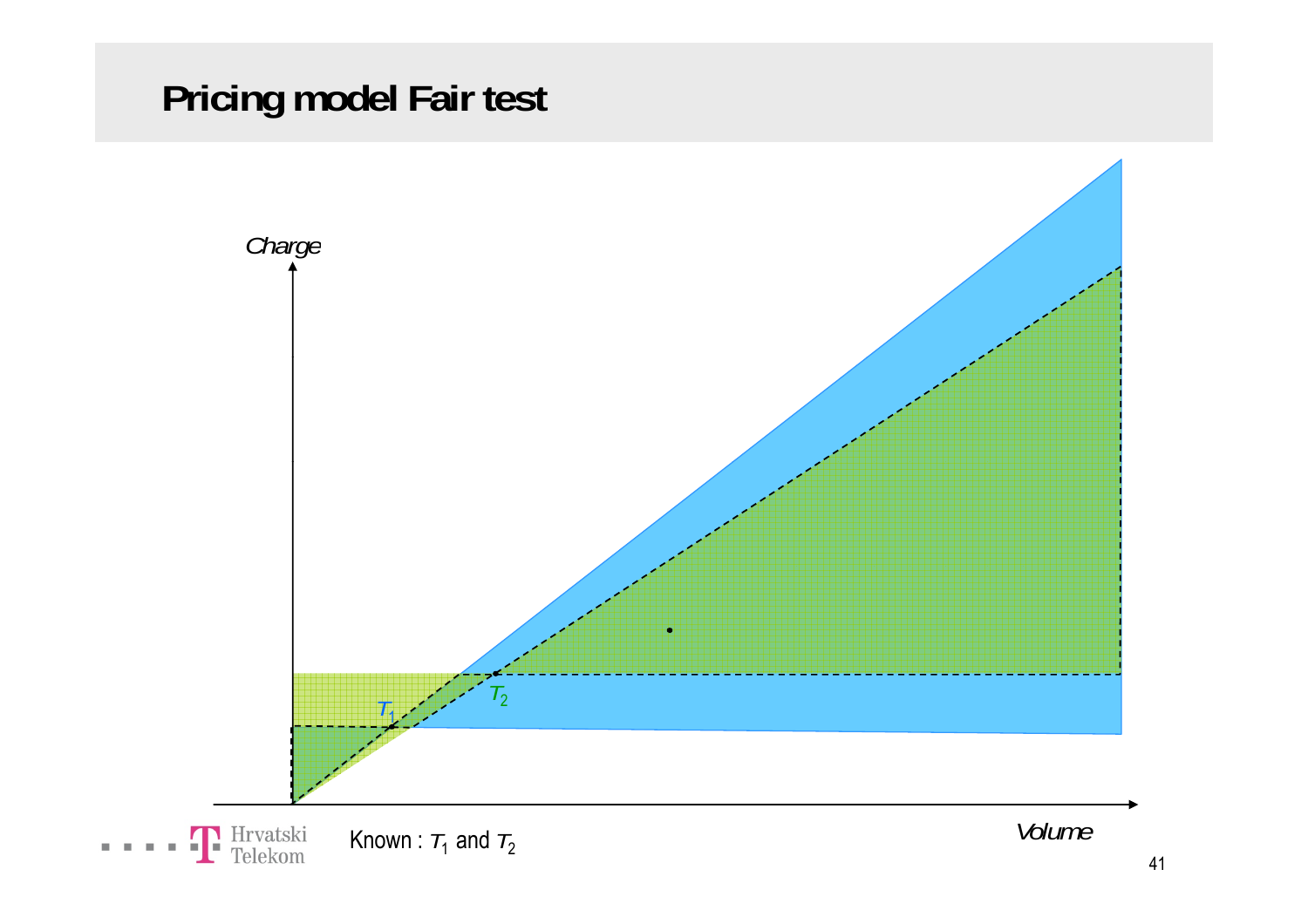# Pricing model Fair test

*Charge*

$T_1$

$T_2$

*Volume*

Known : $T_1$ and $T_2$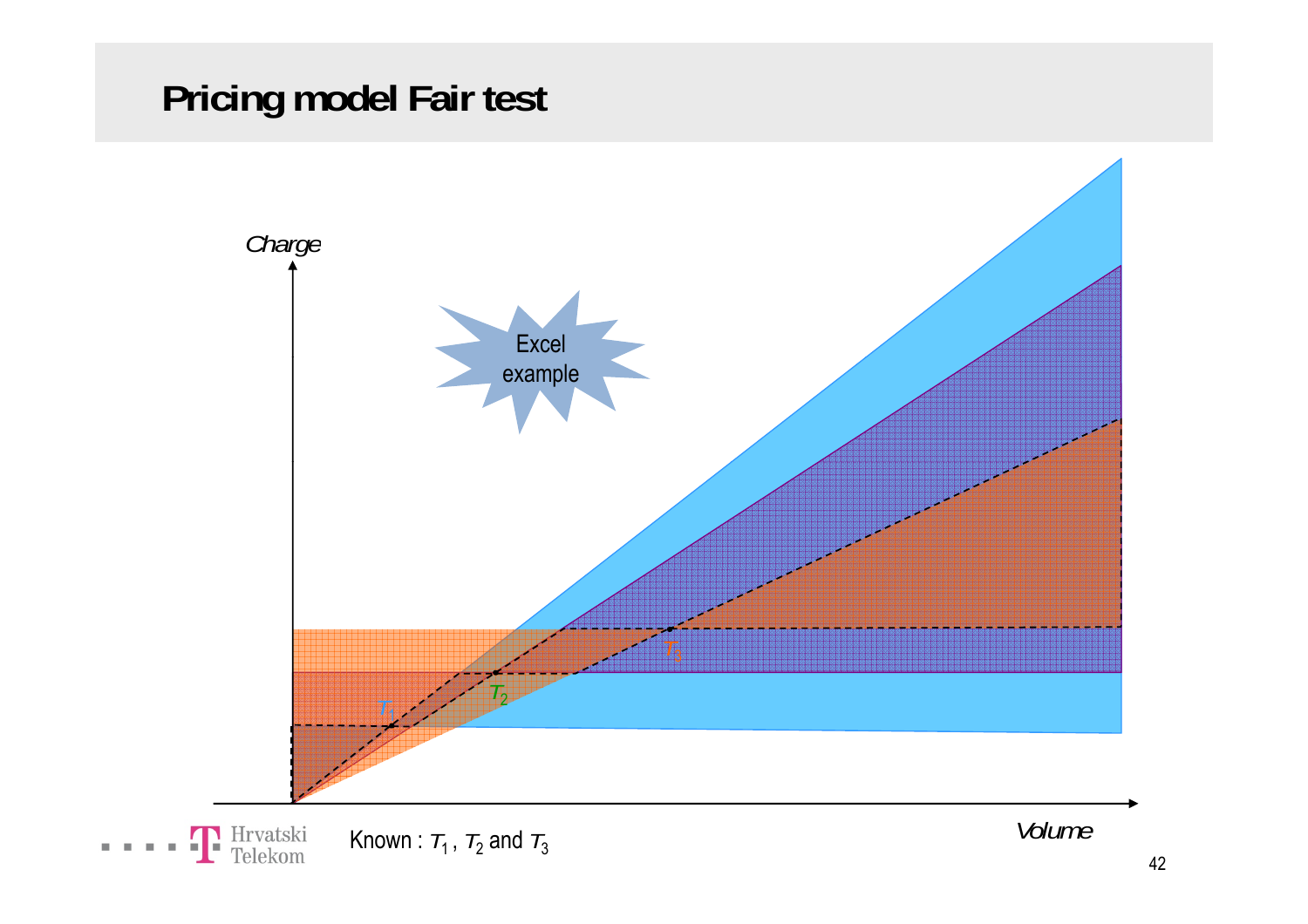# Pricing model Fair test

Charge

Excel example

$T_1$

$T_2$

$T_3$

Volume

Known : $T_1$ , $T_2$ and $T_3$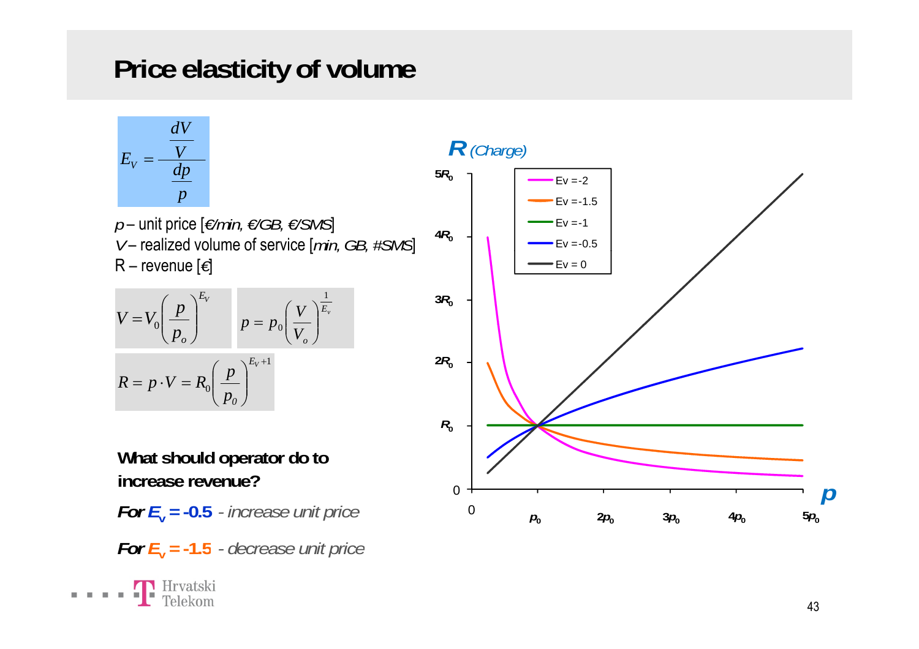# Price elasticity of volume

$$E_V = \frac{\frac{dV}{V}}{\frac{dp}{p}}$$

*p* – unit price [*€/min, €/GB, €/SMS*]
*V* – realized volume of service [*min, GB, #SMS*]
R – revenue [€]

$$V = V_0 \left( \frac{p}{p_o} \right)^{E_V}$$

$$p = p_0 \left( \frac{V}{V_o} \right)^{\frac{1}{E_v}}$$

$$R = p \cdot V = R_0 \left( \frac{p}{p_0} \right)^{E_V + 1}$$

**What should operator do to increase revenue?**

***For $E_v$ = -0.5*** *- increase unit price*

***For $E_v$ = -1.5*** *- decrease unit price*

*R* (Charge)

5R0
4R0
3R0
2R0
R0
0

Ev =-2
Ev =-1.5
Ev =-1
Ev =-0.5
Ev = 0

0
p0
2p0
3p0
4p0
5p0
*p*